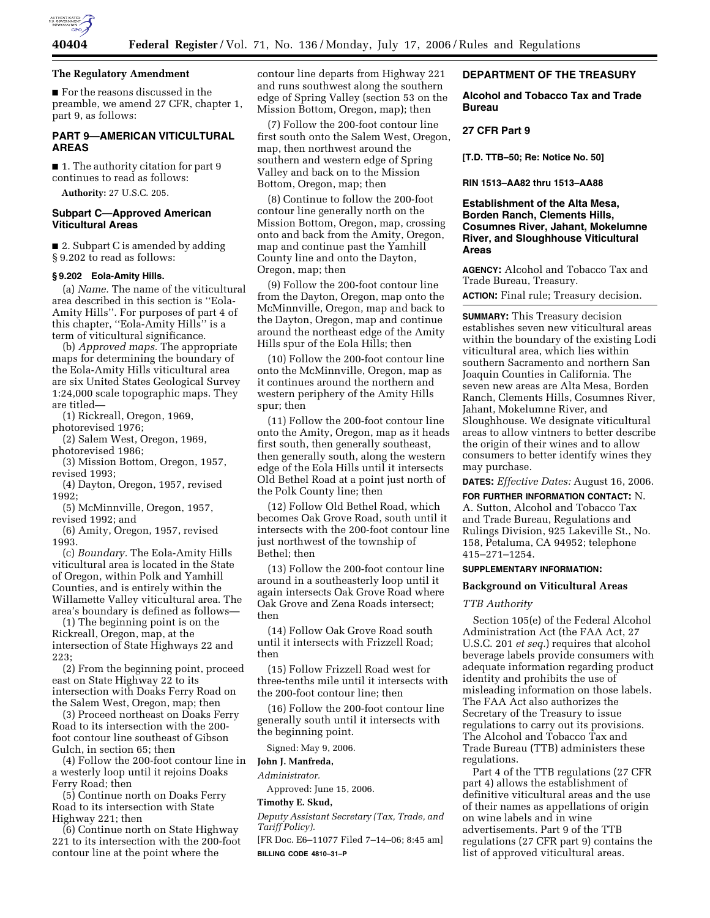## The Regulatory Amendment

■ For the reasons discussed in the preamble, we amend 27 CFR, chapter 1, part 9, as follows:

## PART 9—AMERICAN VITICULTURAL AREAS

■ 1. The authority citation for part 9 continues to read as follows:

**Authority:** 27 U.S.C. 205.

### Subpart C—Approved American Viticultural Areas

■ 2. Subpart C is amended by adding § 9.202 to read as follows:

#### § 9.202 Eola-Amity Hills.

(a) *Name.* The name of the viticultural area described in this section is ''Eola-Amity Hills''. For purposes of part 4 of this chapter, ''Eola-Amity Hills'' is a term of viticultural significance.

(b) *Approved maps.* The appropriate maps for determining the boundary of the Eola-Amity Hills viticultural area are six United States Geological Survey 1:24,000 scale topographic maps. They are titled—

(1) Rickreall, Oregon, 1969, photorevised 1976;

(2) Salem West, Oregon, 1969, photorevised 1986;

(3) Mission Bottom, Oregon, 1957, revised 1993;

(4) Dayton, Oregon, 1957, revised 1992;

(5) McMinnville, Oregon, 1957, revised 1992; and

(6) Amity, Oregon, 1957, revised 1993.

(c) *Boundary.* The Eola-Amity Hills viticultural area is located in the State of Oregon, within Polk and Yamhill Counties, and is entirely within the Willamette Valley viticultural area. The area's boundary is defined as follows—

(1) The beginning point is on the Rickreall, Oregon, map, at the intersection of State Highways 22 and 223;

(2) From the beginning point, proceed east on State Highway 22 to its intersection with Doaks Ferry Road on the Salem West, Oregon, map; then

(3) Proceed northeast on Doaks Ferry Road to its intersection with the 200-foot contour line southeast of Gibson Gulch, in section 65; then

(4) Follow the 200-foot contour line in a westerly loop until it rejoins Doaks Ferry Road; then

(5) Continue north on Doaks Ferry Road to its intersection with State Highway 221; then

(6) Continue north on State Highway 221 to its intersection with the 200-foot contour line at the point where the contour line departs from Highway 221 and runs southwest along the southern edge of Spring Valley (section 53 on the Mission Bottom, Oregon, map); then

(7) Follow the 200-foot contour line first south onto the Salem West, Oregon, map, then northwest around the southern and western edge of Spring Valley and back on to the Mission Bottom, Oregon, map; then

(8) Continue to follow the 200-foot contour line generally north on the Mission Bottom, Oregon, map, crossing onto and back from the Amity, Oregon, map and continue past the Yamhill County line and onto the Dayton, Oregon, map; then

(9) Follow the 200-foot contour line from the Dayton, Oregon, map onto the McMinnville, Oregon, map and back to the Dayton, Oregon, map and continue around the northeast edge of the Amity Hills spur of the Eola Hills; then

(10) Follow the 200-foot contour line onto the McMinnville, Oregon, map as it continues around the northern and western periphery of the Amity Hills spur; then

(11) Follow the 200-foot contour line onto the Amity, Oregon, map as it heads first south, then generally southeast, then generally south, along the western edge of the Eola Hills until it intersects Old Bethel Road at a point just north of the Polk County line; then

(12) Follow Old Bethel Road, which becomes Oak Grove Road, south until it intersects with the 200-foot contour line just northwest of the township of Bethel; then

(13) Follow the 200-foot contour line around in a southeasterly loop until it again intersects Oak Grove Road where Oak Grove and Zena Roads intersect; then

(14) Follow Oak Grove Road south until it intersects with Frizzell Road; then

(15) Follow Frizzell Road west for three-tenths mile until it intersects with the 200-foot contour line; then

(16) Follow the 200-foot contour line generally south until it intersects with the beginning point.

Signed: May 9, 2006.

**John J. Manfreda,**

*Administrator.*

Approved: June 15, 2006.

**Timothy E. Skud,**

*Deputy Assistant Secretary (Tax, Trade, and Tariff Policy).*

[FR Doc. E6–11077 Filed 7–14–06; 8:45 am]

**BILLING CODE 4810–31–P**

## DEPARTMENT OF THE TREASURY

## Alcohol and Tobacco Tax and Trade Bureau

## 27 CFR Part 9

**[T.D. TTB–50; Re: Notice No. 50]**

**RIN 1513–AA82 thru 1513–AA88**

## Establishment of the Alta Mesa, Borden Ranch, Clements Hills, Cosumnes River, Jahant, Mokelumne River, and Sloughhouse Viticultural Areas

**AGENCY:** Alcohol and Tobacco Tax and Trade Bureau, Treasury.

**ACTION:** Final rule; Treasury decision.

**SUMMARY:** This Treasury decision establishes seven new viticultural areas within the boundary of the existing Lodi viticultural area, which lies within southern Sacramento and northern San Joaquin Counties in California. The seven new areas are Alta Mesa, Borden Ranch, Clements Hills, Cosumnes River, Jahant, Mokelumne River, and Sloughhouse. We designate viticultural areas to allow vintners to better describe the origin of their wines and to allow consumers to better identify wines they may purchase.

**DATES:** *Effective Dates:* August 16, 2006.

**FOR FURTHER INFORMATION CONTACT:** N. A. Sutton, Alcohol and Tobacco Tax and Trade Bureau, Regulations and Rulings Division, 925 Lakeville St., No. 158, Petaluma, CA 94952; telephone 415–271–1254.

**SUPPLEMENTARY INFORMATION:**

### Background on Viticultural Areas

*TTB Authority*

Section 105(e) of the Federal Alcohol Administration Act (the FAA Act, 27 U.S.C. 201 *et seq.*) requires that alcohol beverage labels provide consumers with adequate information regarding product identity and prohibits the use of misleading information on those labels. The FAA Act also authorizes the Secretary of the Treasury to issue regulations to carry out its provisions. The Alcohol and Tobacco Tax and Trade Bureau (TTB) administers these regulations.

Part 4 of the TTB regulations (27 CFR part 4) allows the establishment of definitive viticultural areas and the use of their names as appellations of origin on wine labels and in wine advertisements. Part 9 of the TTB regulations (27 CFR part 9) contains the list of approved viticultural areas.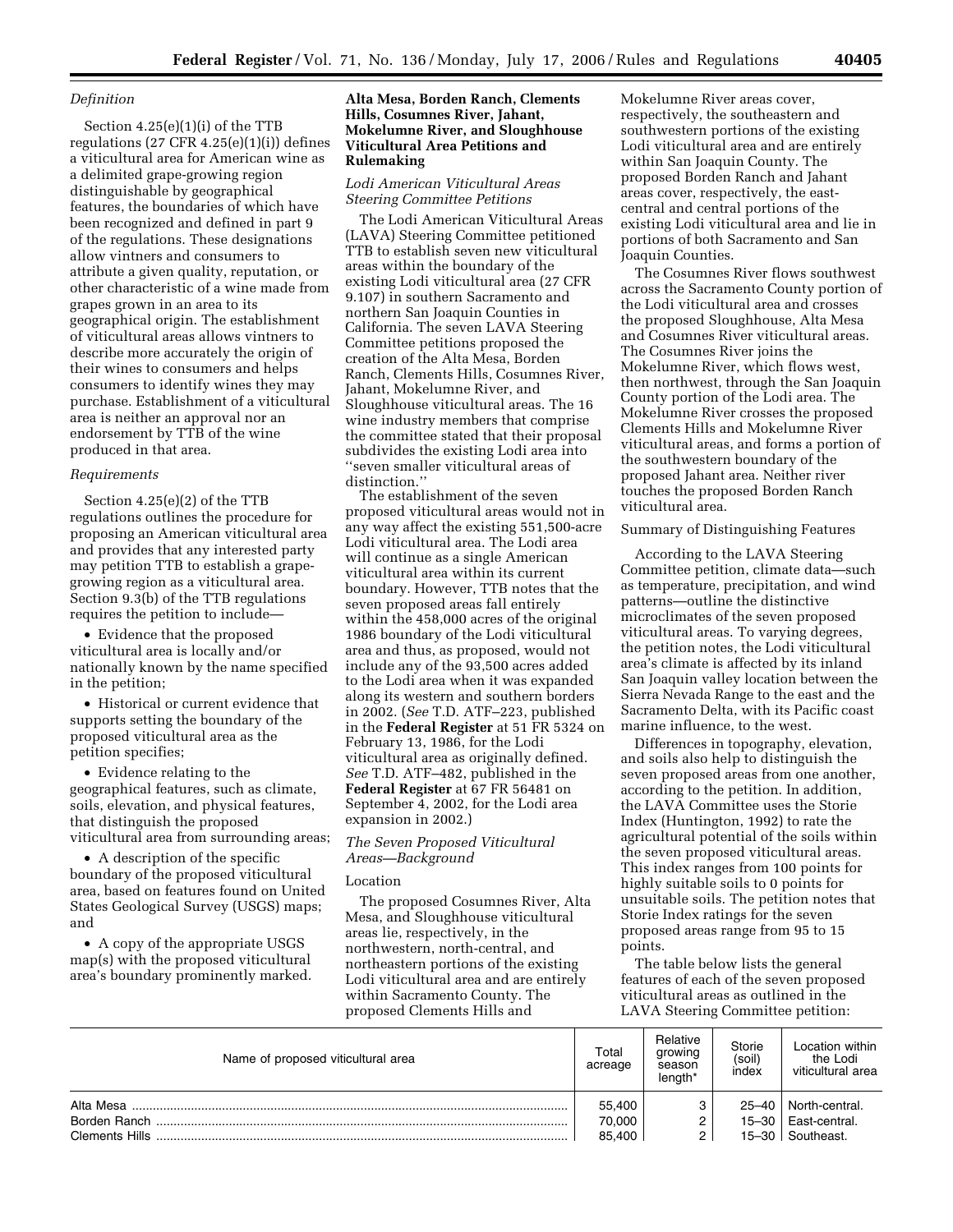### Definition

Section 4.25(e)(1)(i) of the TTB regulations (27 CFR 4.25(e)(1)(i)) defines a viticultural area for American wine as a delimited grape-growing region distinguishable by geographical features, the boundaries of which have been recognized and defined in part 9 of the regulations. These designations allow vintners and consumers to attribute a given quality, reputation, or other characteristic of a wine made from grapes grown in an area to its geographical origin. The establishment of viticultural areas allows vintners to describe more accurately the origin of their wines to consumers and helps consumers to identify wines they may purchase. Establishment of a viticultural area is neither an approval nor an endorsement by TTB of the wine produced in that area.

### Requirements

Section 4.25(e)(2) of the TTB regulations outlines the procedure for proposing an American viticultural area and provides that any interested party may petition TTB to establish a grape-growing region as a viticultural area. Section 9.3(b) of the TTB regulations requires the petition to include—

- Evidence that the proposed viticultural area is locally and/or nationally known by the name specified in the petition;
- Historical or current evidence that supports setting the boundary of the proposed viticultural area as the petition specifies;
- Evidence relating to the geographical features, such as climate, soils, elevation, and physical features, that distinguish the proposed viticultural area from surrounding areas;
- A description of the specific boundary of the proposed viticultural area, based on features found on United States Geological Survey (USGS) maps; and
- A copy of the appropriate USGS map(s) with the proposed viticultural area's boundary prominently marked.

## Alta Mesa, Borden Ranch, Clements Hills, Cosumnes River, Jahant, Mokelumne River, and Sloughhouse Viticultural Area Petitions and Rulemaking

### Lodi American Viticultural Areas Steering Committee Petitions

The Lodi American Viticultural Areas (LAVA) Steering Committee petitioned TTB to establish seven new viticultural areas within the boundary of the existing Lodi viticultural area (27 CFR 9.107) in southern Sacramento and northern San Joaquin Counties in California. The seven LAVA Steering Committee petitions proposed the creation of the Alta Mesa, Borden Ranch, Clements Hills, Cosumnes River, Jahant, Mokelumne River, and Sloughhouse viticultural areas. The 16 wine industry members that comprise the committee stated that their proposal subdivides the existing Lodi area into ''seven smaller viticultural areas of distinction.''

The establishment of the seven proposed viticultural areas would not in any way affect the existing 551,500-acre Lodi viticultural area. The Lodi area will continue as a single American viticultural area within its current boundary. However, TTB notes that the seven proposed areas fall entirely within the 458,000 acres of the original 1986 boundary of the Lodi viticultural area and thus, as proposed, would not include any of the 93,500 acres added to the Lodi area when it was expanded along its western and southern borders in 2002. (*See* T.D. ATF–223, published in the **Federal Register** at 51 FR 5324 on February 13, 1986, for the Lodi viticultural area as originally defined. *See* T.D. ATF–482, published in the **Federal Register** at 67 FR 56481 on September 4, 2002, for the Lodi area expansion in 2002.)

### The Seven Proposed Viticultural Areas—Background

#### Location

The proposed Cosumnes River, Alta Mesa, and Sloughhouse viticultural areas lie, respectively, in the northwestern, north-central, and northeastern portions of the existing Lodi viticultural area and are entirely within Sacramento County. The proposed Clements Hills and Mokelumne River areas cover, respectively, the southeastern and southwestern portions of the existing Lodi viticultural area and are entirely within San Joaquin County. The proposed Borden Ranch and Jahant areas cover, respectively, the east-central and central portions of the existing Lodi viticultural area and lie in portions of both Sacramento and San Joaquin Counties.

The Cosumnes River flows southwest across the Sacramento County portion of the Lodi viticultural area and crosses the proposed Sloughhouse, Alta Mesa and Cosumnes River viticultural areas. The Cosumnes River joins the Mokelumne River, which flows west, then northwest, through the San Joaquin County portion of the Lodi area. The Mokelumne River crosses the proposed Clements Hills and Mokelumne River viticultural areas, and forms a portion of the southwestern boundary of the proposed Jahant area. Neither river touches the proposed Borden Ranch viticultural area.

#### Summary of Distinguishing Features

According to the LAVA Steering Committee petition, climate data—such as temperature, precipitation, and wind patterns—outline the distinctive microclimates of the seven proposed viticultural areas. To varying degrees, the petition notes, the Lodi viticultural area's climate is affected by its inland San Joaquin valley location between the Sierra Nevada Range to the east and the Sacramento Delta, with its Pacific coast marine influence, to the west.

Differences in topography, elevation, and soils also help to distinguish the seven proposed areas from one another, according to the petition. In addition, the LAVA Committee uses the Storie Index (Huntington, 1992) to rate the agricultural potential of the soils within the seven proposed viticultural areas. This index ranges from 100 points for highly suitable soils to 0 points for unsuitable soils. The petition notes that Storie Index ratings for the seven proposed areas range from 95 to 15 points.

The table below lists the general features of each of the seven proposed viticultural areas as outlined in the LAVA Steering Committee petition:

| Name of proposed viticultural area | Total acreage | Relative growing season length* | Storie (soil) index | Location within the Lodi viticultural area |
|---|---|---|---|---|
| Alta Mesa | 55,400 | 3 | 25–40 | North-central. |
| Borden Ranch | 70,000 | 2 | 15–30 | East-central. |
| Clements Hills | 85,400 | 2 | 15–30 | Southeast. |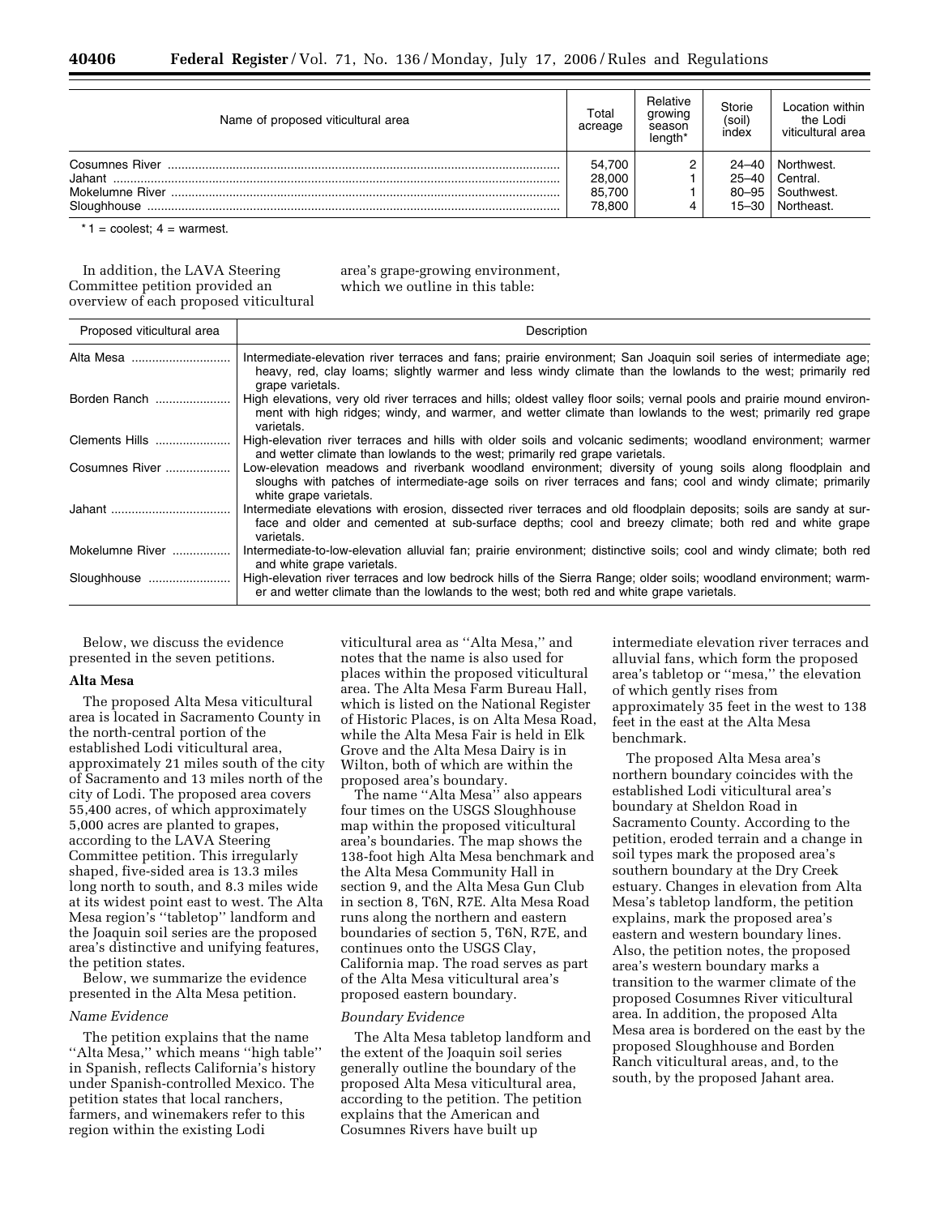| Name of proposed viticultural area | Total acreage | Relative growing season length* | Storie (soil) index | Location within the Lodi viticultural area |
|---|---|---|---|---|
| Cosumnes River | 54,700 | 2 | 24–40 | Northwest. |
| Jahant | 28,000 | 1 | 25–40 | Central. |
| Mokelumne River | 85,700 | 1 | 80–95 | Southwest. |
| Sloughhouse | 78,800 | 4 | 15–30 | Northeast. |

*1 = coolest; 4 = warmest.

In addition, the LAVA Steering Committee petition provided an overview of each proposed viticultural area's grape-growing environment, which we outline in this table:

| Proposed viticultural area | Description |
|---|---|
| Alta Mesa | Intermediate-elevation river terraces and fans; prairie environment; San Joaquin soil series of intermediate age; heavy, red, clay loams; slightly warmer and less windy climate than the lowlands to the west; primarily red grape varietals. |
| Borden Ranch | High elevations, very old river terraces and hills; oldest valley floor soils; vernal pools and prairie mound environment with high ridges; windy, and warmer, and wetter climate than lowlands to the west; primarily red grape varietals. |
| Clements Hills | High-elevation river terraces and hills with older soils and volcanic sediments; woodland environment; warmer and wetter climate than lowlands to the west; primarily red grape varietals. |
| Cosumnes River | Low-elevation meadows and riverbank woodland environment; diversity of young soils along floodplain and sloughs with patches of intermediate-age soils on river terraces and fans; cool and windy climate; primarily white grape varietals. |
| Jahant | Intermediate elevations with erosion, dissected river terraces and old floodplain deposits; soils are sandy at surface and older and cemented at sub-surface depths; cool and breezy climate; both red and white grape varietals. |
| Mokelumne River | Intermediate-to-low-elevation alluvial fan; prairie environment; distinctive soils; cool and windy climate; both red and white grape varietals. |
| Sloughhouse | High-elevation river terraces and low bedrock hills of the Sierra Range; older soils; woodland environment; warmer and wetter climate than the lowlands to the west; both red and white grape varietals. |

Below, we discuss the evidence presented in the seven petitions.

**Alta Mesa**

The proposed Alta Mesa viticultural area is located in Sacramento County in the north-central portion of the established Lodi viticultural area, approximately 21 miles south of the city of Sacramento and 13 miles north of the city of Lodi. The proposed area covers 55,400 acres, of which approximately 5,000 acres are planted to grapes, according to the LAVA Steering Committee petition. This irregularly shaped, five-sided area is 13.3 miles long north to south, and 8.3 miles wide at its widest point east to west. The Alta Mesa region's ''tabletop'' landform and the Joaquin soil series are the proposed area's distinctive and unifying features, the petition states.

Below, we summarize the evidence presented in the Alta Mesa petition.

*Name Evidence*

The petition explains that the name ''Alta Mesa,'' which means ''high table'' in Spanish, reflects California's history under Spanish-controlled Mexico. The petition states that local ranchers, farmers, and winemakers refer to this region within the existing Lodi viticultural area as ''Alta Mesa,'' and notes that the name is also used for places within the proposed viticultural area. The Alta Mesa Farm Bureau Hall, which is listed on the National Register of Historic Places, is on Alta Mesa Road, while the Alta Mesa Fair is held in Elk Grove and the Alta Mesa Dairy is in Wilton, both of which are within the proposed area's boundary.

The name ''Alta Mesa'' also appears four times on the USGS Sloughhouse map within the proposed viticultural area's boundaries. The map shows the 138-foot high Alta Mesa benchmark and the Alta Mesa Community Hall in section 9, and the Alta Mesa Gun Club in section 8, T6N, R7E. Alta Mesa Road runs along the northern and eastern boundaries of section 5, T6N, R7E, and continues onto the USGS Clay, California map. The road serves as part of the Alta Mesa viticultural area's proposed eastern boundary.

*Boundary Evidence*

The Alta Mesa tabletop landform and the extent of the Joaquin soil series generally outline the boundary of the proposed Alta Mesa viticultural area, according to the petition. The petition explains that the American and Cosumnes Rivers have built up intermediate elevation river terraces and alluvial fans, which form the proposed area's tabletop or ''mesa,'' the elevation of which gently rises from approximately 35 feet in the west to 138 feet in the east at the Alta Mesa benchmark.

The proposed Alta Mesa area's northern boundary coincides with the established Lodi viticultural area's boundary at Sheldon Road in Sacramento County. According to the petition, eroded terrain and a change in soil types mark the proposed area's southern boundary at the Dry Creek estuary. Changes in elevation from Alta Mesa's tabletop landform, the petition explains, mark the proposed area's eastern and western boundary lines. Also, the petition notes, the proposed area's western boundary marks a transition to the warmer climate of the proposed Cosumnes River viticultural area. In addition, the proposed Alta Mesa area is bordered on the east by the proposed Sloughhouse and Borden Ranch viticultural areas, and, to the south, by the proposed Jahant area.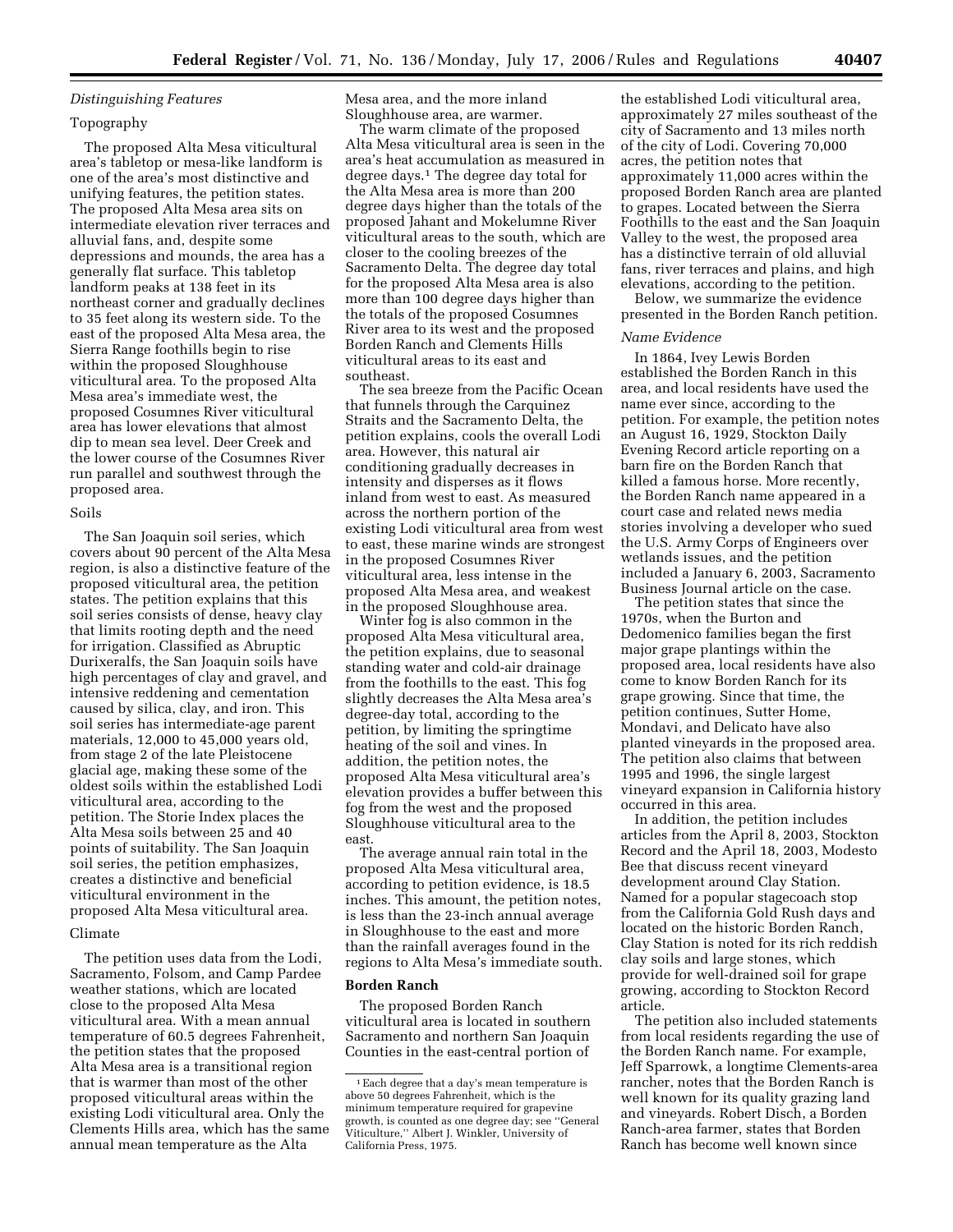*Distinguishing Features*

Topography

The proposed Alta Mesa viticultural area's tabletop or mesa-like landform is one of the area's most distinctive and unifying features, the petition states. The proposed Alta Mesa area sits on intermediate elevation river terraces and alluvial fans, and, despite some depressions and mounds, the area has a generally flat surface. This tabletop landform peaks at 138 feet in its northeast corner and gradually declines to 35 feet along its western side. To the east of the proposed Alta Mesa area, the Sierra Range foothills begin to rise within the proposed Sloughhouse viticultural area. To the proposed Alta Mesa area's immediate west, the proposed Cosumnes River viticultural area has lower elevations that almost dip to mean sea level. Deer Creek and the lower course of the Cosumnes River run parallel and southwest through the proposed area.

Soils

The San Joaquin soil series, which covers about 90 percent of the Alta Mesa region, is also a distinctive feature of the proposed viticultural area, the petition states. The petition explains that this soil series consists of dense, heavy clay that limits rooting depth and the need for irrigation. Classified as Abruptic Durixeralfs, the San Joaquin soils have high percentages of clay and gravel, and intensive reddening and cementation caused by silica, clay, and iron. This soil series has intermediate-age parent materials, 12,000 to 45,000 years old, from stage 2 of the late Pleistocene glacial age, making these some of the oldest soils within the established Lodi viticultural area, according to the petition. The Storie Index places the Alta Mesa soils between 25 and 40 points of suitability. The San Joaquin soil series, the petition emphasizes, creates a distinctive and beneficial viticultural environment in the proposed Alta Mesa viticultural area.

Climate

The petition uses data from the Lodi, Sacramento, Folsom, and Camp Pardee weather stations, which are located close to the proposed Alta Mesa viticultural area. With a mean annual temperature of 60.5 degrees Fahrenheit, the petition states that the proposed Alta Mesa area is a transitional region that is warmer than most of the other proposed viticultural areas within the existing Lodi viticultural area. Only the Clements Hills area, which has the same annual mean temperature as the Alta Mesa area, and the more inland Sloughhouse area, are warmer.

The warm climate of the proposed Alta Mesa viticultural area is seen in the area's heat accumulation as measured in degree days.[1] The degree day total for the Alta Mesa area is more than 200 degree days higher than the totals of the proposed Jahant and Mokelumne River viticultural areas to the south, which are closer to the cooling breezes of the Sacramento Delta. The degree day total for the proposed Alta Mesa area is also more than 100 degree days higher than the totals of the proposed Cosumnes River area to its west and the proposed Borden Ranch and Clements Hills viticultural areas to its east and southeast.

The sea breeze from the Pacific Ocean that funnels through the Carquinez Straits and the Sacramento Delta, the petition explains, cools the overall Lodi area. However, this natural air conditioning gradually decreases in intensity and disperses as it flows inland from west to east. As measured across the northern portion of the existing Lodi viticultural area from west to east, these marine winds are strongest in the proposed Cosumnes River viticultural area, less intense in the proposed Alta Mesa area, and weakest in the proposed Sloughhouse area.

Winter fog is also common in the proposed Alta Mesa viticultural area, the petition explains, due to seasonal standing water and cold-air drainage from the foothills to the east. This fog slightly decreases the Alta Mesa area's degree-day total, according to the petition, by limiting the springtime heating of the soil and vines. In addition, the petition notes, the proposed Alta Mesa viticultural area's elevation provides a buffer between this fog from the west and the proposed Sloughhouse viticultural area to the east.

The average annual rain total in the proposed Alta Mesa viticultural area, according to petition evidence, is 18.5 inches. This amount, the petition notes, is less than the 23-inch annual average in Sloughhouse to the east and more than the rainfall averages found in the regions to Alta Mesa's immediate south.

[1] Each degree that a day's mean temperature is above 50 degrees Fahrenheit, which is the minimum temperature required for grapevine growth, is counted as one degree day; see ''General Viticulture,'' Albert J. Winkler, University of California Press, 1975.

**Borden Ranch**

The proposed Borden Ranch viticultural area is located in southern Sacramento and northern San Joaquin Counties in the east-central portion of the established Lodi viticultural area, approximately 27 miles southeast of the city of Sacramento and 13 miles north of the city of Lodi. Covering 70,000 acres, the petition notes that approximately 11,000 acres within the proposed Borden Ranch area are planted to grapes. Located between the Sierra Foothills to the east and the San Joaquin Valley to the west, the proposed area has a distinctive terrain of old alluvial fans, river terraces and plains, and high elevations, according to the petition.

Below, we summarize the evidence presented in the Borden Ranch petition.

*Name Evidence*

In 1864, Ivey Lewis Borden established the Borden Ranch in this area, and local residents have used the name ever since, according to the petition. For example, the petition notes an August 16, 1929, Stockton Daily Evening Record article reporting on a barn fire on the Borden Ranch that killed a famous horse. More recently, the Borden Ranch name appeared in a court case and related news media stories involving a developer who sued the U.S. Army Corps of Engineers over wetlands issues, and the petition included a January 6, 2003, Sacramento Business Journal article on the case.

The petition states that since the 1970s, when the Burton and Dedomenico families began the first major grape plantings within the proposed area, local residents have also come to know Borden Ranch for its grape growing. Since that time, the petition continues, Sutter Home, Mondavi, and Delicato have also planted vineyards in the proposed area. The petition also claims that between 1995 and 1996, the single largest vineyard expansion in California history occurred in this area.

In addition, the petition includes articles from the April 8, 2003, Stockton Record and the April 18, 2003, Modesto Bee that discuss recent vineyard development around Clay Station. Named for a popular stagecoach stop from the California Gold Rush days and located on the historic Borden Ranch, Clay Station is noted for its rich reddish clay soils and large stones, which provide for well-drained soil for grape growing, according to Stockton Record article.

The petition also included statements from local residents regarding the use of the Borden Ranch name. For example, Jeff Sparrowk, a longtime Clements-area rancher, notes that the Borden Ranch is well known for its quality grazing land and vineyards. Robert Disch, a Borden Ranch-area farmer, states that Borden Ranch has become well known since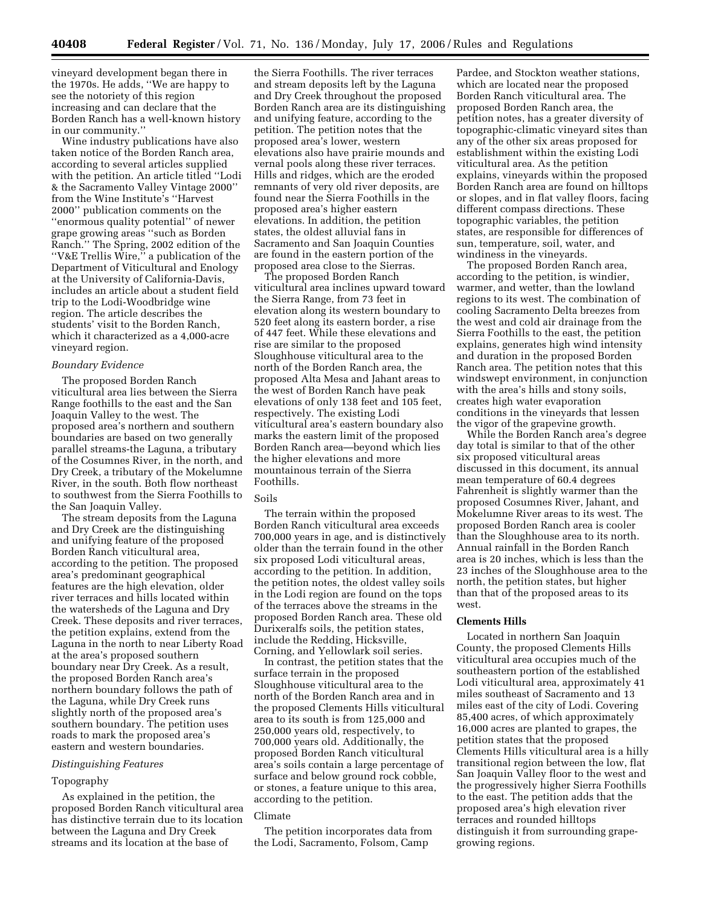vineyard development began there in the 1970s. He adds, ''We are happy to see the notoriety of this region increasing and can declare that the Borden Ranch has a well-known history in our community.''

Wine industry publications have also taken notice of the Borden Ranch area, according to several articles supplied with the petition. An article titled ''Lodi & the Sacramento Valley Vintage 2000'' from the Wine Institute's ''Harvest 2000'' publication comments on the ''enormous quality potential'' of newer grape growing areas ''such as Borden Ranch.'' The Spring, 2002 edition of the ''V&E Trellis Wire,'' a publication of the Department of Viticultural and Enology at the University of California-Davis, includes an article about a student field trip to the Lodi-Woodbridge wine region. The article describes the students' visit to the Borden Ranch, which it characterized as a 4,000-acre vineyard region.

*Boundary Evidence*

The proposed Borden Ranch viticultural area lies between the Sierra Range foothills to the east and the San Joaquin Valley to the west. The proposed area's northern and southern boundaries are based on two generally parallel streams-the Laguna, a tributary of the Cosumnes River, in the north, and Dry Creek, a tributary of the Mokelumne River, in the south. Both flow northeast to southwest from the Sierra Foothills to the San Joaquin Valley.

The stream deposits from the Laguna and Dry Creek are the distinguishing and unifying feature of the proposed Borden Ranch viticultural area, according to the petition. The proposed area's predominant geographical features are the high elevation, older river terraces and hills located within the watersheds of the Laguna and Dry Creek. These deposits and river terraces, the petition explains, extend from the Laguna in the north to near Liberty Road at the area's proposed southern boundary near Dry Creek. As a result, the proposed Borden Ranch area's northern boundary follows the path of the Laguna, while Dry Creek runs slightly north of the proposed area's southern boundary. The petition uses roads to mark the proposed area's eastern and western boundaries.

*Distinguishing Features*

Topography

As explained in the petition, the proposed Borden Ranch viticultural area has distinctive terrain due to its location between the Laguna and Dry Creek streams and its location at the base of the Sierra Foothills. The river terraces and stream deposits left by the Laguna and Dry Creek throughout the proposed Borden Ranch area are its distinguishing and unifying feature, according to the petition. The petition notes that the proposed area's lower, western elevations also have prairie mounds and vernal pools along these river terraces. Hills and ridges, which are the eroded remnants of very old river deposits, are found near the Sierra Foothills in the proposed area's higher eastern elevations. In addition, the petition states, the oldest alluvial fans in Sacramento and San Joaquin Counties are found in the eastern portion of the proposed area close to the Sierras.

The proposed Borden Ranch viticultural area inclines upward toward the Sierra Range, from 73 feet in elevation along its western boundary to 520 feet along its eastern border, a rise of 447 feet. While these elevations and rise are similar to the proposed Sloughhouse viticultural area to the north of the Borden Ranch area, the proposed Alta Mesa and Jahant areas to the west of Borden Ranch have peak elevations of only 138 feet and 105 feet, respectively. The existing Lodi viticultural area's eastern boundary also marks the eastern limit of the proposed Borden Ranch area—beyond which lies the higher elevations and more mountainous terrain of the Sierra Foothills.

Soils

The terrain within the proposed Borden Ranch viticultural area exceeds 700,000 years in age, and is distinctively older than the terrain found in the other six proposed Lodi viticultural areas, according to the petition. In addition, the petition notes, the oldest valley soils in the Lodi region are found on the tops of the terraces above the streams in the proposed Borden Ranch area. These old Durixeralfs soils, the petition states, include the Redding, Hicksville, Corning, and Yellowlark soil series.

In contrast, the petition states that the surface terrain in the proposed Sloughhouse viticultural area to the north of the Borden Ranch area and in the proposed Clements Hills viticultural area to its south is from 125,000 and 250,000 years old, respectively, to 700,000 years old. Additionally, the proposed Borden Ranch viticultural area's soils contain a large percentage of surface and below ground rock cobble, or stones, a feature unique to this area, according to the petition.

Climate

The petition incorporates data from the Lodi, Sacramento, Folsom, Camp Pardee, and Stockton weather stations, which are located near the proposed Borden Ranch viticultural area. The proposed Borden Ranch area, the petition notes, has a greater diversity of topographic-climatic vineyard sites than any of the other six areas proposed for establishment within the existing Lodi viticultural area. As the petition explains, vineyards within the proposed Borden Ranch area are found on hilltops or slopes, and in flat valley floors, facing different compass directions. These topographic variables, the petition states, are responsible for differences of sun, temperature, soil, water, and windiness in the vineyards.

The proposed Borden Ranch area, according to the petition, is windier, warmer, and wetter, than the lowland regions to its west. The combination of cooling Sacramento Delta breezes from the west and cold air drainage from the Sierra Foothills to the east, the petition explains, generates high wind intensity and duration in the proposed Borden Ranch area. The petition notes that this windswept environment, in conjunction with the area's hills and stony soils, creates high water evaporation conditions in the vineyards that lessen the vigor of the grapevine growth.

While the Borden Ranch area's degree day total is similar to that of the other six proposed viticultural areas discussed in this document, its annual mean temperature of 60.4 degrees Fahrenheit is slightly warmer than the proposed Cosumnes River, Jahant, and Mokelumne River areas to its west. The proposed Borden Ranch area is cooler than the Sloughhouse area to its north. Annual rainfall in the Borden Ranch area is 20 inches, which is less than the 23 inches of the Sloughhouse area to the north, the petition states, but higher than that of the proposed areas to its west.

**Clements Hills**

Located in northern San Joaquin County, the proposed Clements Hills viticultural area occupies much of the southeastern portion of the established Lodi viticultural area, approximately 41 miles southeast of Sacramento and 13 miles east of the city of Lodi. Covering 85,400 acres, of which approximately 16,000 acres are planted to grapes, the petition states that the proposed Clements Hills viticultural area is a hilly transitional region between the low, flat San Joaquin Valley floor to the west and the progressively higher Sierra Foothills to the east. The petition adds that the proposed area's high elevation river terraces and rounded hilltops distinguish it from surrounding grape-growing regions.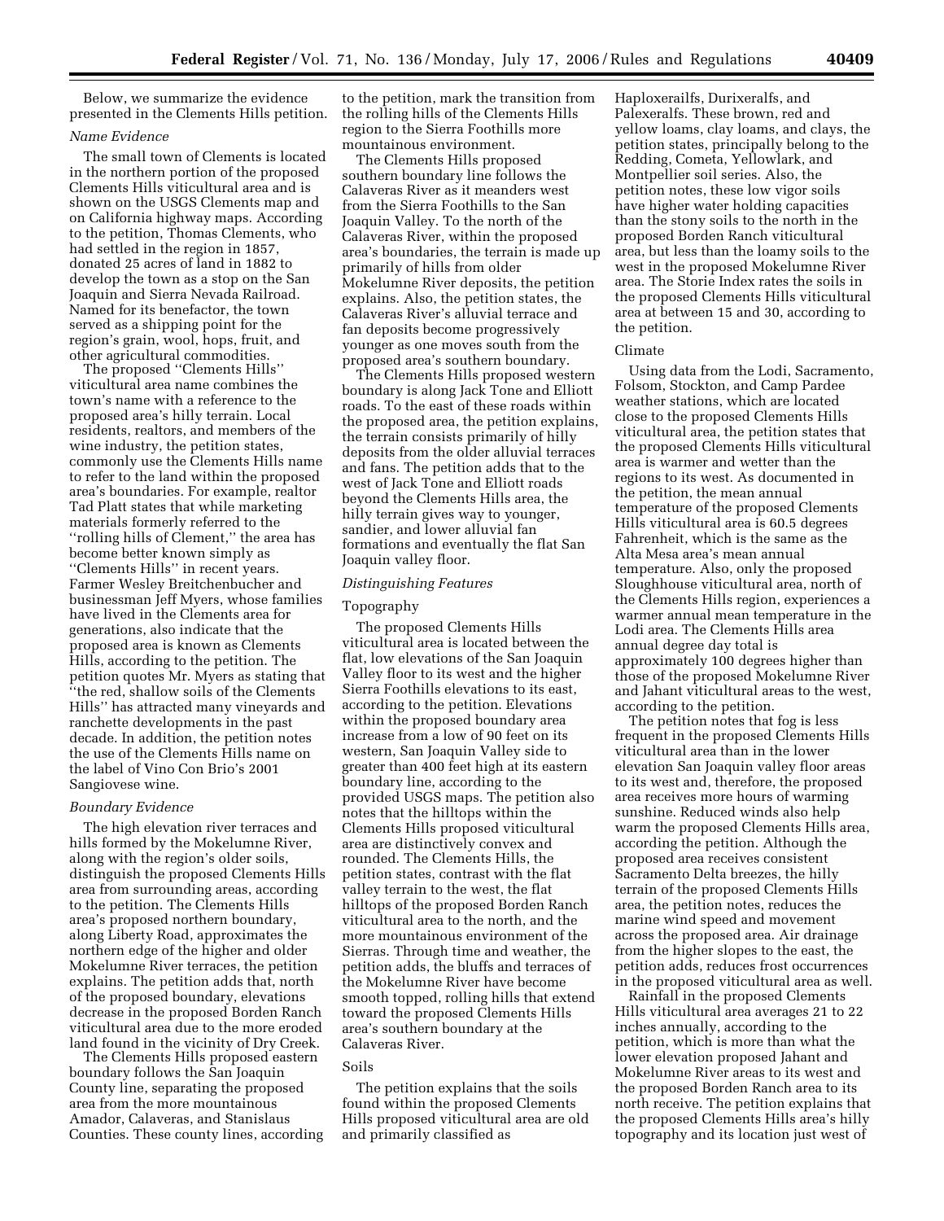Below, we summarize the evidence presented in the Clements Hills petition.

*Name Evidence*

The small town of Clements is located in the northern portion of the proposed Clements Hills viticultural area and is shown on the USGS Clements map and on California highway maps. According to the petition, Thomas Clements, who had settled in the region in 1857, donated 25 acres of land in 1882 to develop the town as a stop on the San Joaquin and Sierra Nevada Railroad. Named for its benefactor, the town served as a shipping point for the region's grain, wool, hops, fruit, and other agricultural commodities.

The proposed ''Clements Hills'' viticultural area name combines the town's name with a reference to the proposed area's hilly terrain. Local residents, realtors, and members of the wine industry, the petition states, commonly use the Clements Hills name to refer to the land within the proposed area's boundaries. For example, realtor Tad Platt states that while marketing materials formerly referred to the ''rolling hills of Clement,'' the area has become better known simply as ''Clements Hills'' in recent years. Farmer Wesley Breitchenbucher and businessman Jeff Myers, whose families have lived in the Clements area for generations, also indicate that the proposed area is known as Clements Hills, according to the petition. The petition quotes Mr. Myers as stating that ''the red, shallow soils of the Clements Hills'' has attracted many vineyards and ranchette developments in the past decade. In addition, the petition notes the use of the Clements Hills name on the label of Vino Con Brio's 2001 Sangiovese wine.

*Boundary Evidence*

The high elevation river terraces and hills formed by the Mokelumne River, along with the region's older soils, distinguish the proposed Clements Hills area from surrounding areas, according to the petition. The Clements Hills area's proposed northern boundary, along Liberty Road, approximates the northern edge of the higher and older Mokelumne River terraces, the petition explains. The petition adds that, north of the proposed boundary, elevations decrease in the proposed Borden Ranch viticultural area due to the more eroded land found in the vicinity of Dry Creek.

The Clements Hills proposed eastern boundary follows the San Joaquin County line, separating the proposed area from the more mountainous Amador, Calaveras, and Stanislaus Counties. These county lines, according to the petition, mark the transition from the rolling hills of the Clements Hills region to the Sierra Foothills more mountainous environment.

The Clements Hills proposed southern boundary line follows the Calaveras River as it meanders west from the Sierra Foothills to the San Joaquin Valley. To the north of the Calaveras River, within the proposed area's boundaries, the terrain is made up primarily of hills from older Mokelumne River deposits, the petition explains. Also, the petition states, the Calaveras River's alluvial terrace and fan deposits become progressively younger as one moves south from the proposed area's southern boundary.

The Clements Hills proposed western boundary is along Jack Tone and Elliott roads. To the east of these roads within the proposed area, the petition explains, the terrain consists primarily of hilly deposits from the older alluvial terraces and fans. The petition adds that to the west of Jack Tone and Elliott roads beyond the Clements Hills area, the hilly terrain gives way to younger, sandier, and lower alluvial fan formations and eventually the flat San Joaquin valley floor.

*Distinguishing Features*

Topography

The proposed Clements Hills viticultural area is located between the flat, low elevations of the San Joaquin Valley floor to its west and the higher Sierra Foothills elevations to its east, according to the petition. Elevations within the proposed boundary area increase from a low of 90 feet on its western, San Joaquin Valley side to greater than 400 feet high at its eastern boundary line, according to the provided USGS maps. The petition also notes that the hilltops within the Clements Hills proposed viticultural area are distinctively convex and rounded. The Clements Hills, the petition states, contrast with the flat valley terrain to the west, the flat hilltops of the proposed Borden Ranch viticultural area to the north, and the more mountainous environment of the Sierras. Through time and weather, the petition adds, the bluffs and terraces of the Mokelumne River have become smooth topped, rolling hills that extend toward the proposed Clements Hills area's southern boundary at the Calaveras River.

Soils

The petition explains that the soils found within the proposed Clements Hills proposed viticultural area are old and primarily classified as Haploxerailfs, Durixeralfs, and Palexeralfs. These brown, red and yellow loams, clay loams, and clays, the petition states, principally belong to the Redding, Cometa, Yellowlark, and Montpellier soil series. Also, the petition notes, these low vigor soils have higher water holding capacities than the stony soils to the north in the proposed Borden Ranch viticultural area, but less than the loamy soils to the west in the proposed Mokelumne River area. The Storie Index rates the soils in the proposed Clements Hills viticultural area at between 15 and 30, according to the petition.

Climate

Using data from the Lodi, Sacramento, Folsom, Stockton, and Camp Pardee weather stations, which are located close to the proposed Clements Hills viticultural area, the petition states that the proposed Clements Hills viticultural area is warmer and wetter than the regions to its west. As documented in the petition, the mean annual temperature of the proposed Clements Hills viticultural area is 60.5 degrees Fahrenheit, which is the same as the Alta Mesa area's mean annual temperature. Also, only the proposed Sloughhouse viticultural area, north of the Clements Hills region, experiences a warmer annual mean temperature in the Lodi area. The Clements Hills area annual degree day total is approximately 100 degrees higher than those of the proposed Mokelumne River and Jahant viticultural areas to the west, according to the petition.

The petition notes that fog is less frequent in the proposed Clements Hills viticultural area than in the lower elevation San Joaquin valley floor areas to its west and, therefore, the proposed area receives more hours of warming sunshine. Reduced winds also help warm the proposed Clements Hills area, according the petition. Although the proposed area receives consistent Sacramento Delta breezes, the hilly terrain of the proposed Clements Hills area, the petition notes, reduces the marine wind speed and movement across the proposed area. Air drainage from the higher slopes to the east, the petition adds, reduces frost occurrences in the proposed viticultural area as well.

Rainfall in the proposed Clements Hills viticultural area averages 21 to 22 inches annually, according to the petition, which is more than what the lower elevation proposed Jahant and Mokelumne River areas to its west and the proposed Borden Ranch area to its north receive. The petition explains that the proposed Clements Hills area's hilly topography and its location just west of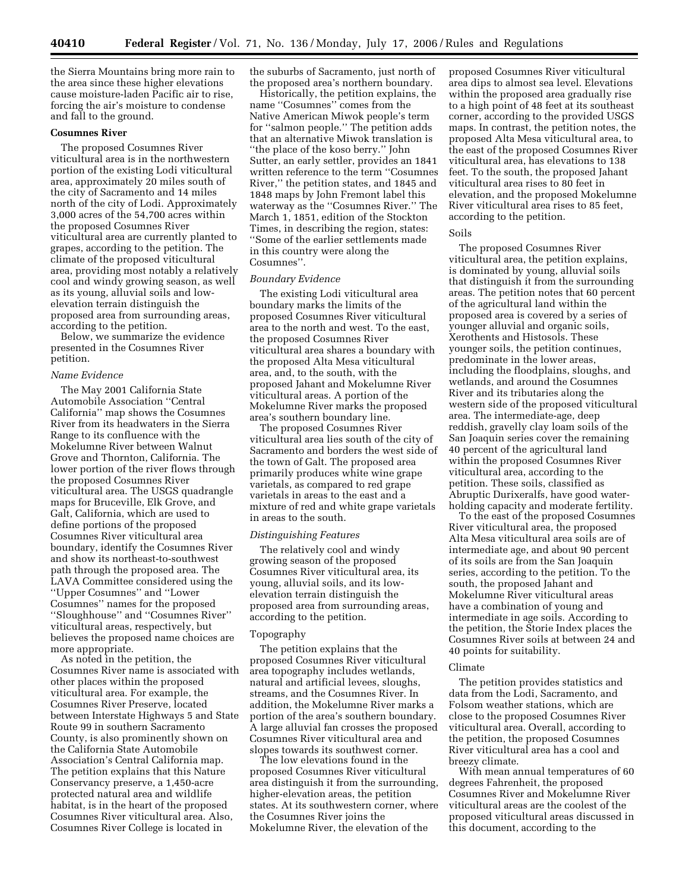the Sierra Mountains bring more rain to the area since these higher elevations cause moisture-laden Pacific air to rise, forcing the air's moisture to condense and fall to the ground.

**Cosumnes River**

The proposed Cosumnes River viticultural area is in the northwestern portion of the existing Lodi viticultural area, approximately 20 miles south of the city of Sacramento and 14 miles north of the city of Lodi. Approximately 3,000 acres of the 54,700 acres within the proposed Cosumnes River viticultural area are currently planted to grapes, according to the petition. The climate of the proposed viticultural area, providing most notably a relatively cool and windy growing season, as well as its young, alluvial soils and low-elevation terrain distinguish the proposed area from surrounding areas, according to the petition.

Below, we summarize the evidence presented in the Cosumnes River petition.

*Name Evidence*

The May 2001 California State Automobile Association "Central California" map shows the Cosumnes River from its headwaters in the Sierra Range to its confluence with the Mokelumne River between Walnut Grove and Thornton, California. The lower portion of the river flows through the proposed Cosumnes River viticultural area. The USGS quadrangle maps for Bruceville, Elk Grove, and Galt, California, which are used to define portions of the proposed Cosumnes River viticultural area boundary, identify the Cosumnes River and show its northeast-to-southwest path through the proposed area. The LAVA Committee considered using the "Upper Cosumnes" and "Lower Cosumnes" names for the proposed "Sloughhouse" and "Cosumnes River" viticultural areas, respectively, but believes the proposed name choices are more appropriate.

As noted in the petition, the Cosumnes River name is associated with other places within the proposed viticultural area. For example, the Cosumnes River Preserve, located between Interstate Highways 5 and State Route 99 in southern Sacramento County, is also prominently shown on the California State Automobile Association's Central California map. The petition explains that this Nature Conservancy preserve, a 1,450-acre protected natural area and wildlife habitat, is in the heart of the proposed Cosumnes River viticultural area. Also, Cosumnes River College is located in the suburbs of Sacramento, just north of the proposed area's northern boundary.

Historically, the petition explains, the name "Cosumnes" comes from the Native American Miwok people's term for "salmon people." The petition adds that an alternative Miwok translation is "the place of the koso berry." John Sutter, an early settler, provides an 1841 written reference to the term "Cosumnes River," the petition states, and 1845 and 1848 maps by John Fremont label this waterway as the "Cosumnes River." The March 1, 1851, edition of the Stockton Times, in describing the region, states: "Some of the earlier settlements made in this country were along the Cosumnes".

*Boundary Evidence*

The existing Lodi viticultural area boundary marks the limits of the proposed Cosumnes River viticultural area to the north and west. To the east, the proposed Cosumnes River viticultural area shares a boundary with the proposed Alta Mesa viticultural area, and, to the south, with the proposed Jahant and Mokelumne River viticultural areas. A portion of the Mokelumne River marks the proposed area's southern boundary line.

The proposed Cosumnes River viticultural area lies south of the city of Sacramento and borders the west side of the town of Galt. The proposed area primarily produces white wine grape varietals, as compared to red grape varietals in areas to the east and a mixture of red and white grape varietals in areas to the south.

*Distinguishing Features*

The relatively cool and windy growing season of the proposed Cosumnes River viticultural area, its young, alluvial soils, and its low-elevation terrain distinguish the proposed area from surrounding areas, according to the petition.

Topography

The petition explains that the proposed Cosumnes River viticultural area topography includes wetlands, natural and artificial levees, sloughs, streams, and the Cosumnes River. In addition, the Mokelumne River marks a portion of the area's southern boundary. A large alluvial fan crosses the proposed Cosumnes River viticultural area and slopes towards its southwest corner.

The low elevations found in the proposed Cosumnes River viticultural area distinguish it from the surrounding, higher-elevation areas, the petition states. At its southwestern corner, where the Cosumnes River joins the Mokelumne River, the elevation of the proposed Cosumnes River viticultural area dips to almost sea level. Elevations within the proposed area gradually rise to a high point of 48 feet at its southeast corner, according to the provided USGS maps. In contrast, the petition notes, the proposed Alta Mesa viticultural area, to the east of the proposed Cosumnes River viticultural area, has elevations to 138 feet. To the south, the proposed Jahant viticultural area rises to 80 feet in elevation, and the proposed Mokelumne River viticultural area rises to 85 feet, according to the petition.

Soils

The proposed Cosumnes River viticultural area, the petition explains, is dominated by young, alluvial soils that distinguish it from the surrounding areas. The petition notes that 60 percent of the agricultural land within the proposed area is covered by a series of younger alluvial and organic soils, Xerothents and Histosols. These younger soils, the petition continues, predominate in the lower areas, including the floodplains, sloughs, and wetlands, and around the Cosumnes River and its tributaries along the western side of the proposed viticultural area. The intermediate-age, deep reddish, gravelly clay loam soils of the San Joaquin series cover the remaining 40 percent of the agricultural land within the proposed Cosumnes River viticultural area, according to the petition. These soils, classified as Abruptic Durixeralfs, have good water-holding capacity and moderate fertility.

To the east of the proposed Cosumnes River viticultural area, the proposed Alta Mesa viticultural area soils are of intermediate age, and about 90 percent of its soils are from the San Joaquin series, according to the petition. To the south, the proposed Jahant and Mokelumne River viticultural areas have a combination of young and intermediate in age soils. According to the petition, the Storie Index places the Cosumnes River soils at between 24 and 40 points for suitability.

Climate

The petition provides statistics and data from the Lodi, Sacramento, and Folsom weather stations, which are close to the proposed Cosumnes River viticultural area. Overall, according to the petition, the proposed Cosumnes River viticultural area has a cool and breezy climate.

With mean annual temperatures of 60 degrees Fahrenheit, the proposed Cosumnes River and Mokelumne River viticultural areas are the coolest of the proposed viticultural areas discussed in this document, according to the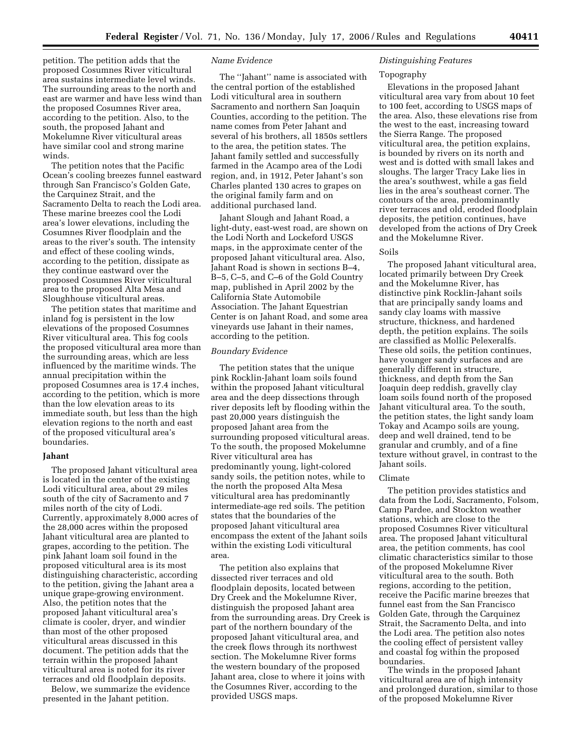petition. The petition adds that the proposed Cosumnes River viticultural area sustains intermediate level winds. The surrounding areas to the north and east are warmer and have less wind than the proposed Cosumnes River area, according to the petition. Also, to the south, the proposed Jahant and Mokelumne River viticultural areas have similar cool and strong marine winds.

The petition notes that the Pacific Ocean's cooling breezes funnel eastward through San Francisco's Golden Gate, the Carquinez Strait, and the Sacramento Delta to reach the Lodi area. These marine breezes cool the Lodi area's lower elevations, including the Cosumnes River floodplain and the areas to the river's south. The intensity and effect of these cooling winds, according to the petition, dissipate as they continue eastward over the proposed Cosumnes River viticultural area to the proposed Alta Mesa and Sloughhouse viticultural areas.

The petition states that maritime and inland fog is persistent in the low elevations of the proposed Cosumnes River viticultural area. This fog cools the proposed viticultural area more than the surrounding areas, which are less influenced by the maritime winds. The annual precipitation within the proposed Cosumnes area is 17.4 inches, according to the petition, which is more than the low elevation areas to its immediate south, but less than the high elevation regions to the north and east of the proposed viticultural area's boundaries.

**Jahant**

The proposed Jahant viticultural area is located in the center of the existing Lodi viticultural area, about 29 miles south of the city of Sacramento and 7 miles north of the city of Lodi. Currently, approximately 8,000 acres of the 28,000 acres within the proposed Jahant viticultural area are planted to grapes, according to the petition. The pink Jahant loam soil found in the proposed viticultural area is its most distinguishing characteristic, according to the petition, giving the Jahant area a unique grape-growing environment. Also, the petition notes that the proposed Jahant viticultural area's climate is cooler, dryer, and windier than most of the other proposed viticultural areas discussed in this document. The petition adds that the terrain within the proposed Jahant viticultural area is noted for its river terraces and old floodplain deposits.

Below, we summarize the evidence presented in the Jahant petition.

*Name Evidence*

The "Jahant" name is associated with the central portion of the established Lodi viticultural area in southern Sacramento and northern San Joaquin Counties, according to the petition. The name comes from Peter Jahant and several of his brothers, all 1850s settlers to the area, the petition states. The Jahant family settled and successfully farmed in the Acampo area of the Lodi region, and, in 1912, Peter Jahant's son Charles planted 130 acres to grapes on the original family farm and on additional purchased land.

Jahant Slough and Jahant Road, a light-duty, east-west road, are shown on the Lodi North and Lockeford USGS maps, in the approximate center of the proposed Jahant viticultural area. Also, Jahant Road is shown in sections B–4, B–5, C–5, and C–6 of the Gold Country map, published in April 2002 by the California State Automobile Association. The Jahant Equestrian Center is on Jahant Road, and some area vineyards use Jahant in their names, according to the petition.

*Boundary Evidence*

The petition states that the unique pink Rocklin-Jahant loam soils found within the proposed Jahant viticultural area and the deep dissections through river deposits left by flooding within the past 20,000 years distinguish the proposed Jahant area from the surrounding proposed viticultural areas. To the south, the proposed Mokelumne River viticultural area has predominantly young, light-colored sandy soils, the petition notes, while to the north the proposed Alta Mesa viticultural area has predominantly intermediate-age red soils. The petition states that the boundaries of the proposed Jahant viticultural area encompass the extent of the Jahant soils within the existing Lodi viticultural area.

The petition also explains that dissected river terraces and old floodplain deposits, located between Dry Creek and the Mokelumne River, distinguish the proposed Jahant area from the surrounding areas. Dry Creek is part of the northern boundary of the proposed Jahant viticultural area, and the creek flows through its northwest section. The Mokelumne River forms the western boundary of the proposed Jahant area, close to where it joins with the Cosumnes River, according to the provided USGS maps.

*Distinguishing Features*

Topography

Elevations in the proposed Jahant viticultural area vary from about 10 feet to 100 feet, according to USGS maps of the area. Also, these elevations rise from the west to the east, increasing toward the Sierra Range. The proposed viticultural area, the petition explains, is bounded by rivers on its north and west and is dotted with small lakes and sloughs. The larger Tracy Lake lies in the area's southwest, while a gas field lies in the area's southeast corner. The contours of the area, predominantly river terraces and old, eroded floodplain deposits, the petition continues, have developed from the actions of Dry Creek and the Mokelumne River.

Soils

The proposed Jahant viticultural area, located primarily between Dry Creek and the Mokelumne River, has distinctive pink Rocklin-Jahant soils that are principally sandy loams and sandy clay loams with massive structure, thickness, and hardened depth, the petition explains. The soils are classified as Mollic Pelexeralfs. These old soils, the petition continues, have younger sandy surfaces and are generally different in structure, thickness, and depth from the San Joaquin deep reddish, gravelly clay loam soils found north of the proposed Jahant viticultural area. To the south, the petition states, the light sandy loam Tokay and Acampo soils are young, deep and well drained, tend to be granular and crumbly, and of a fine texture without gravel, in contrast to the Jahant soils.

Climate

The petition provides statistics and data from the Lodi, Sacramento, Folsom, Camp Pardee, and Stockton weather stations, which are close to the proposed Cosumnes River viticultural area. The proposed Jahant viticultural area, the petition comments, has cool climatic characteristics similar to those of the proposed Mokelumne River viticultural area to the south. Both regions, according to the petition, receive the Pacific marine breezes that funnel east from the San Francisco Golden Gate, through the Carquinez Strait, the Sacramento Delta, and into the Lodi area. The petition also notes the cooling effect of persistent valley and coastal fog within the proposed boundaries.

The winds in the proposed Jahant viticultural area are of high intensity and prolonged duration, similar to those of the proposed Mokelumne River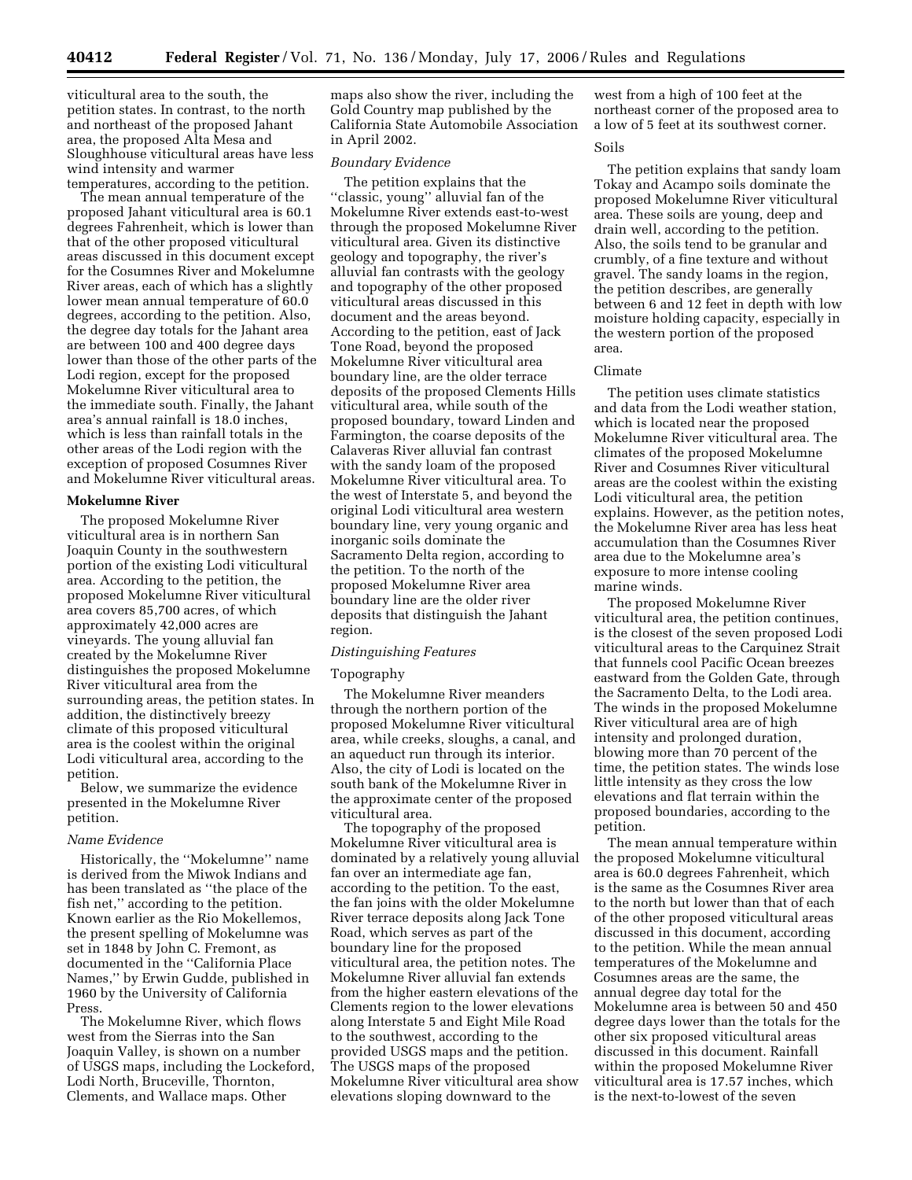viticultural area to the south, the petition states. In contrast, to the north and northeast of the proposed Jahant area, the proposed Alta Mesa and Sloughhouse viticultural areas have less wind intensity and warmer temperatures, according to the petition.

The mean annual temperature of the proposed Jahant viticultural area is 60.1 degrees Fahrenheit, which is lower than that of the other proposed viticultural areas discussed in this document except for the Cosumnes River and Mokelumne River areas, each of which has a slightly lower mean annual temperature of 60.0 degrees, according to the petition. Also, the degree day totals for the Jahant area are between 100 and 400 degree days lower than those of the other parts of the Lodi region, except for the proposed Mokelumne River viticultural area to the immediate south. Finally, the Jahant area's annual rainfall is 18.0 inches, which is less than rainfall totals in the other areas of the Lodi region with the exception of proposed Cosumnes River and Mokelumne River viticultural areas.

**Mokelumne River**

The proposed Mokelumne River viticultural area is in northern San Joaquin County in the southwestern portion of the existing Lodi viticultural area. According to the petition, the proposed Mokelumne River viticultural area covers 85,700 acres, of which approximately 42,000 acres are vineyards. The young alluvial fan created by the Mokelumne River distinguishes the proposed Mokelumne River viticultural area from the surrounding areas, the petition states. In addition, the distinctively breezy climate of this proposed viticultural area is the coolest within the original Lodi viticultural area, according to the petition.

Below, we summarize the evidence presented in the Mokelumne River petition.

*Name Evidence*

Historically, the ''Mokelumne'' name is derived from the Miwok Indians and has been translated as ''the place of the fish net,'' according to the petition. Known earlier as the Rio Mokellemos, the present spelling of Mokelumne was set in 1848 by John C. Fremont, as documented in the ''California Place Names,'' by Erwin Gudde, published in 1960 by the University of California Press.

The Mokelumne River, which flows west from the Sierras into the San Joaquin Valley, is shown on a number of USGS maps, including the Lockeford, Lodi North, Bruceville, Thornton, Clements, and Wallace maps. Other maps also show the river, including the Gold Country map published by the California State Automobile Association in April 2002.

*Boundary Evidence*

The petition explains that the ''classic, young'' alluvial fan of the Mokelumne River extends east-to-west through the proposed Mokelumne River viticultural area. Given its distinctive geology and topography, the river's alluvial fan contrasts with the geology and topography of the other proposed viticultural areas discussed in this document and the areas beyond. According to the petition, east of Jack Tone Road, beyond the proposed Mokelumne River viticultural area boundary line, are the older terrace deposits of the proposed Clements Hills viticultural area, while south of the proposed boundary, toward Linden and Farmington, the coarse deposits of the Calaveras River alluvial fan contrast with the sandy loam of the proposed Mokelumne River viticultural area. To the west of Interstate 5, and beyond the original Lodi viticultural area western boundary line, very young organic and inorganic soils dominate the Sacramento Delta region, according to the petition. To the north of the proposed Mokelumne River area boundary line are the older river deposits that distinguish the Jahant region.

*Distinguishing Features*

Topography

The Mokelumne River meanders through the northern portion of the proposed Mokelumne River viticultural area, while creeks, sloughs, a canal, and an aqueduct run through its interior. Also, the city of Lodi is located on the south bank of the Mokelumne River in the approximate center of the proposed viticultural area.

The topography of the proposed Mokelumne River viticultural area is dominated by a relatively young alluvial fan over an intermediate age fan, according to the petition. To the east, the fan joins with the older Mokelumne River terrace deposits along Jack Tone Road, which serves as part of the boundary line for the proposed viticultural area, the petition notes. The Mokelumne River alluvial fan extends from the higher eastern elevations of the Clements region to the lower elevations along Interstate 5 and Eight Mile Road to the southwest, according to the provided USGS maps and the petition. The USGS maps of the proposed Mokelumne River viticultural area show elevations sloping downward to the west from a high of 100 feet at the northeast corner of the proposed area to a low of 5 feet at its southwest corner.

Soils

The petition explains that sandy loam Tokay and Acampo soils dominate the proposed Mokelumne River viticultural area. These soils are young, deep and drain well, according to the petition. Also, the soils tend to be granular and crumbly, of a fine texture and without gravel. The sandy loams in the region, the petition describes, are generally between 6 and 12 feet in depth with low moisture holding capacity, especially in the western portion of the proposed area.

Climate

The petition uses climate statistics and data from the Lodi weather station, which is located near the proposed Mokelumne River viticultural area. The climates of the proposed Mokelumne River and Cosumnes River viticultural areas are the coolest within the existing Lodi viticultural area, the petition explains. However, as the petition notes, the Mokelumne River area has less heat accumulation than the Cosumnes River area due to the Mokelumne area's exposure to more intense cooling marine winds.

The proposed Mokelumne River viticultural area, the petition continues, is the closest of the seven proposed Lodi viticultural areas to the Carquinez Strait that funnels cool Pacific Ocean breezes eastward from the Golden Gate, through the Sacramento Delta, to the Lodi area. The winds in the proposed Mokelumne River viticultural area are of high intensity and prolonged duration, blowing more than 70 percent of the time, the petition states. The winds lose little intensity as they cross the low elevations and flat terrain within the proposed boundaries, according to the petition.

The mean annual temperature within the proposed Mokelumne viticultural area is 60.0 degrees Fahrenheit, which is the same as the Cosumnes River area to the north but lower than that of each of the other proposed viticultural areas discussed in this document, according to the petition. While the mean annual temperatures of the Mokelumne and Cosumnes areas are the same, the annual degree day total for the Mokelumne area is between 50 and 450 degree days lower than the totals for the other six proposed viticultural areas discussed in this document. Rainfall within the proposed Mokelumne River viticultural area is 17.57 inches, which is the next-to-lowest of the seven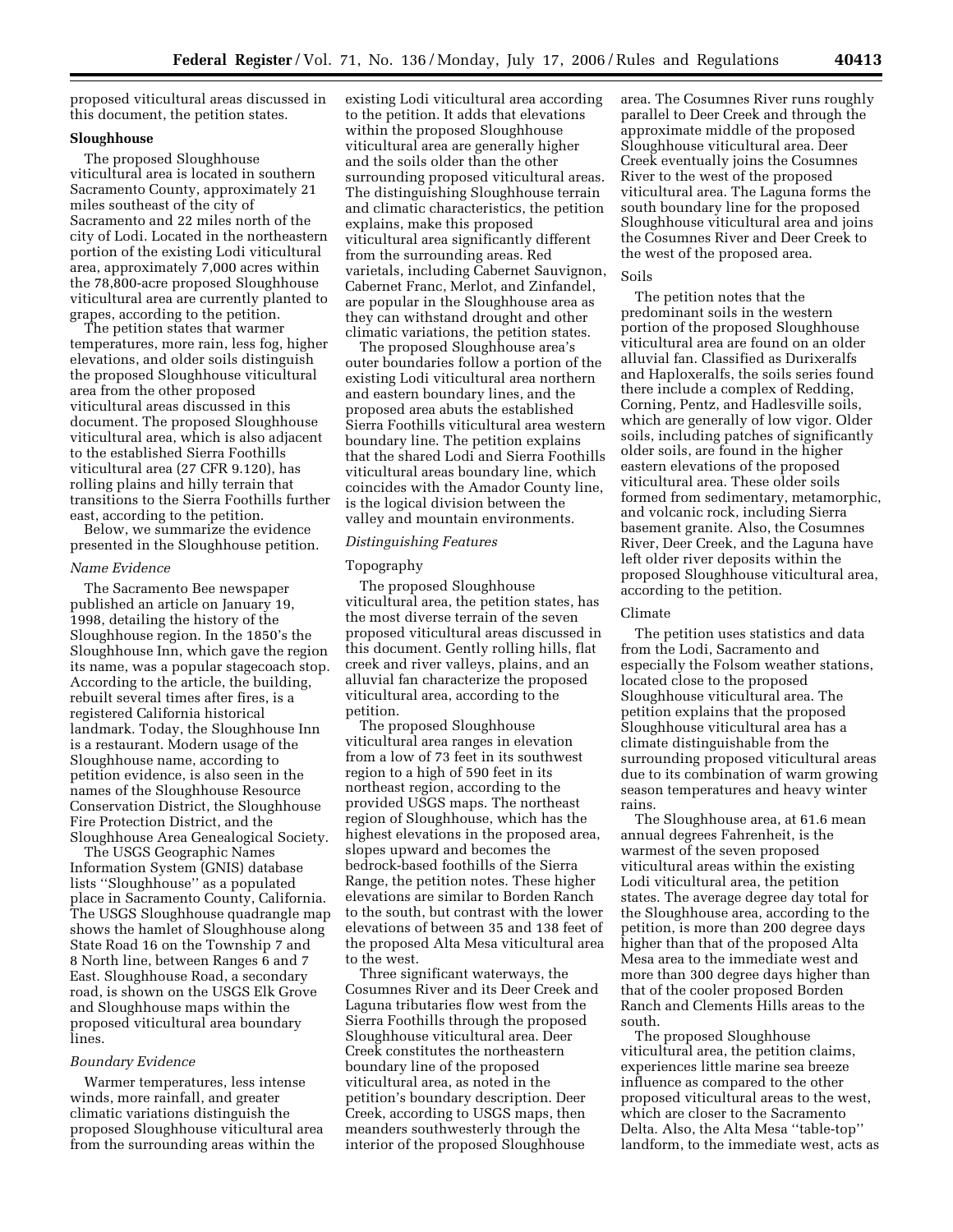proposed viticultural areas discussed in this document, the petition states.

**Sloughhouse**

The proposed Sloughhouse viticultural area is located in southern Sacramento County, approximately 21 miles southeast of the city of Sacramento and 22 miles north of the city of Lodi. Located in the northeastern portion of the existing Lodi viticultural area, approximately 7,000 acres within the 78,800-acre proposed Sloughhouse viticultural area are currently planted to grapes, according to the petition.

The petition states that warmer temperatures, more rain, less fog, higher elevations, and older soils distinguish the proposed Sloughhouse viticultural area from the other proposed viticultural areas discussed in this document. The proposed Sloughhouse viticultural area, which is also adjacent to the established Sierra Foothills viticultural area (27 CFR 9.120), has rolling plains and hilly terrain that transitions to the Sierra Foothills further east, according to the petition.

Below, we summarize the evidence presented in the Sloughhouse petition.

*Name Evidence*

The Sacramento Bee newspaper published an article on January 19, 1998, detailing the history of the Sloughhouse region. In the 1850's the Sloughhouse Inn, which gave the region its name, was a popular stagecoach stop. According to the article, the building, rebuilt several times after fires, is a registered California historical landmark. Today, the Sloughhouse Inn is a restaurant. Modern usage of the Sloughhouse name, according to petition evidence, is also seen in the names of the Sloughhouse Resource Conservation District, the Sloughhouse Fire Protection District, and the Sloughhouse Area Genealogical Society.

The USGS Geographic Names Information System (GNIS) database lists ''Sloughhouse'' as a populated place in Sacramento County, California. The USGS Sloughhouse quadrangle map shows the hamlet of Sloughhouse along State Road 16 on the Township 7 and 8 North line, between Ranges 6 and 7 East. Sloughhouse Road, a secondary road, is shown on the USGS Elk Grove and Sloughhouse maps within the proposed viticultural area boundary lines.

*Boundary Evidence*

Warmer temperatures, less intense winds, more rainfall, and greater climatic variations distinguish the proposed Sloughhouse viticultural area from the surrounding areas within the existing Lodi viticultural area according to the petition. It adds that elevations within the proposed Sloughhouse viticultural area are generally higher and the soils older than the other surrounding proposed viticultural areas. The distinguishing Sloughhouse terrain and climatic characteristics, the petition explains, make this proposed viticultural area significantly different from the surrounding areas. Red varietals, including Cabernet Sauvignon, Cabernet Franc, Merlot, and Zinfandel, are popular in the Sloughhouse area as they can withstand drought and other climatic variations, the petition states.

The proposed Sloughhouse area's outer boundaries follow a portion of the existing Lodi viticultural area northern and eastern boundary lines, and the proposed area abuts the established Sierra Foothills viticultural area western boundary line. The petition explains that the shared Lodi and Sierra Foothills viticultural areas boundary line, which coincides with the Amador County line, is the logical division between the valley and mountain environments.

*Distinguishing Features*

Topography

The proposed Sloughhouse viticultural area, the petition states, has the most diverse terrain of the seven proposed viticultural areas discussed in this document. Gently rolling hills, flat creek and river valleys, plains, and an alluvial fan characterize the proposed viticultural area, according to the petition.

The proposed Sloughhouse viticultural area ranges in elevation from a low of 73 feet in its southwest region to a high of 590 feet in its northeast region, according to the provided USGS maps. The northeast region of Sloughhouse, which has the highest elevations in the proposed area, slopes upward and becomes the bedrock-based foothills of the Sierra Range, the petition notes. These higher elevations are similar to Borden Ranch to the south, but contrast with the lower elevations of between 35 and 138 feet of the proposed Alta Mesa viticultural area to the west.

Three significant waterways, the Cosumnes River and its Deer Creek and Laguna tributaries flow west from the Sierra Foothills through the proposed Sloughhouse viticultural area. Deer Creek constitutes the northeastern boundary line of the proposed viticultural area, as noted in the petition's boundary description. Deer Creek, according to USGS maps, then meanders southwesterly through the interior of the proposed Sloughhouse area. The Cosumnes River runs roughly parallel to Deer Creek and through the approximate middle of the proposed Sloughhouse viticultural area. Deer Creek eventually joins the Cosumnes River to the west of the proposed viticultural area. The Laguna forms the south boundary line for the proposed Sloughhouse viticultural area and joins the Cosumnes River and Deer Creek to the west of the proposed area.

Soils

The petition notes that the predominant soils in the western portion of the proposed Sloughhouse viticultural area are found on an older alluvial fan. Classified as Durixeralfs and Haploxeralfs, the soils series found there include a complex of Redding, Corning, Pentz, and Hadlesville soils, which are generally of low vigor. Older soils, including patches of significantly older soils, are found in the higher eastern elevations of the proposed viticultural area. These older soils formed from sedimentary, metamorphic, and volcanic rock, including Sierra basement granite. Also, the Cosumnes River, Deer Creek, and the Laguna have left older river deposits within the proposed Sloughhouse viticultural area, according to the petition.

Climate

The petition uses statistics and data from the Lodi, Sacramento and especially the Folsom weather stations, located close to the proposed Sloughhouse viticultural area. The petition explains that the proposed Sloughhouse viticultural area has a climate distinguishable from the surrounding proposed viticultural areas due to its combination of warm growing season temperatures and heavy winter rains.

The Sloughhouse area, at 61.6 mean annual degrees Fahrenheit, is the warmest of the seven proposed viticultural areas within the existing Lodi viticultural area, the petition states. The average degree day total for the Sloughhouse area, according to the petition, is more than 200 degree days higher than that of the proposed Alta Mesa area to the immediate west and more than 300 degree days higher than that of the cooler proposed Borden Ranch and Clements Hills areas to the south.

The proposed Sloughhouse viticultural area, the petition claims, experiences little marine sea breeze influence as compared to the other proposed viticultural areas to the west, which are closer to the Sacramento Delta. Also, the Alta Mesa ''table-top'' landform, to the immediate west, acts as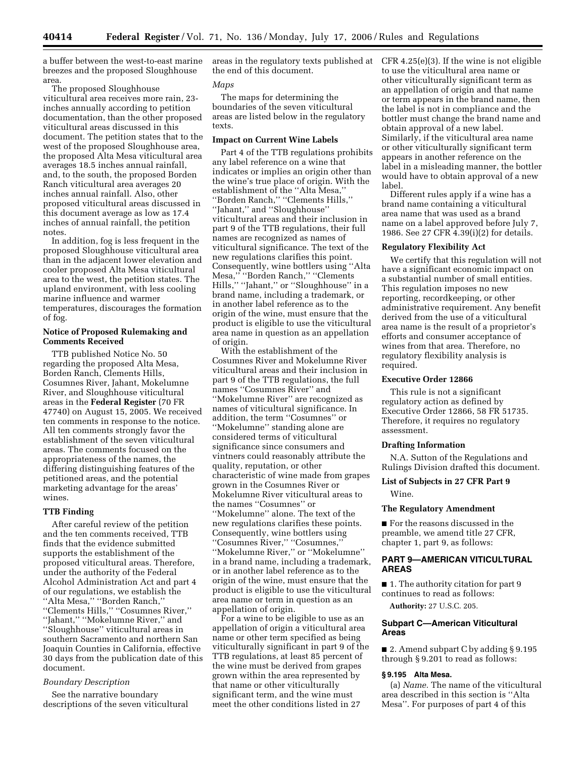a buffer between the west-to-east marine breezes and the proposed Sloughhouse area.

The proposed Sloughhouse viticultural area receives more rain, 23-inches annually according to petition documentation, than the other proposed viticultural areas discussed in this document. The petition states that to the west of the proposed Sloughhouse area, the proposed Alta Mesa viticultural area averages 18.5 inches annual rainfall, and, to the south, the proposed Borden Ranch viticultural area averages 20 inches annual rainfall. Also, other proposed viticultural areas discussed in this document average as low as 17.4 inches of annual rainfall, the petition notes.

In addition, fog is less frequent in the proposed Sloughhouse viticultural area than in the adjacent lower elevation and cooler proposed Alta Mesa viticultural area to the west, the petition states. The upland environment, with less cooling marine influence and warmer temperatures, discourages the formation of fog.

## Notice of Proposed Rulemaking and Comments Received

TTB published Notice No. 50 regarding the proposed Alta Mesa, Borden Ranch, Clements Hills, Cosumnes River, Jahant, Mokelumne River, and Sloughhouse viticultural areas in the **Federal Register** (70 FR 47740) on August 15, 2005. We received ten comments in response to the notice. All ten comments strongly favor the establishment of the seven viticultural areas. The comments focused on the appropriateness of the names, the differing distinguishing features of the petitioned areas, and the potential marketing advantage for the areas' wines.

## TTB Finding

After careful review of the petition and the ten comments received, TTB finds that the evidence submitted supports the establishment of the proposed viticultural areas. Therefore, under the authority of the Federal Alcohol Administration Act and part 4 of our regulations, we establish the ''Alta Mesa,'' ''Borden Ranch,'' ''Clements Hills,'' ''Cosumnes River,'' ''Jahant,'' ''Mokelumne River,'' and ''Sloughhouse'' viticultural areas in southern Sacramento and northern San Joaquin Counties in California, effective 30 days from the publication date of this document.

*Boundary Description*

See the narrative boundary descriptions of the seven viticultural areas in the regulatory texts published at the end of this document.

*Maps*

The maps for determining the boundaries of the seven viticultural areas are listed below in the regulatory texts.

## Impact on Current Wine Labels

Part 4 of the TTB regulations prohibits any label reference on a wine that indicates or implies an origin other than the wine's true place of origin. With the establishment of the ''Alta Mesa,'' ''Borden Ranch,'' ''Clements Hills,'' ''Jahant,'' and ''Sloughhouse'' viticultural areas and their inclusion in part 9 of the TTB regulations, their full names are recognized as names of viticultural significance. The text of the new regulations clarifies this point. Consequently, wine bottlers using ''Alta Mesa,'' ''Borden Ranch,'' ''Clements Hills,'' ''Jahant,'' or ''Sloughhouse'' in a brand name, including a trademark, or in another label reference as to the origin of the wine, must ensure that the product is eligible to use the viticultural area name in question as an appellation of origin.

With the establishment of the Cosumnes River and Mokelumne River viticultural areas and their inclusion in part 9 of the TTB regulations, the full names ''Cosumnes River'' and ''Mokelumne River'' are recognized as names of viticultural significance. In addition, the term ''Cosumnes'' or ''Mokelumne'' standing alone are considered terms of viticultural significance since consumers and vintners could reasonably attribute the quality, reputation, or other characteristic of wine made from grapes grown in the Cosumnes River or Mokelumne River viticultural areas to the names ''Cosumnes'' or ''Mokelumne'' alone. The text of the new regulations clarifies these points. Consequently, wine bottlers using ''Cosumnes River,'' ''Cosumnes,'' ''Mokelumne River,'' or ''Mokelumne'' in a brand name, including a trademark, or in another label reference as to the origin of the wine, must ensure that the product is eligible to use the viticultural area name or term in question as an appellation of origin.

For a wine to be eligible to use as an appellation of origin a viticultural area name or other term specified as being viticulturally significant in part 9 of the TTB regulations, at least 85 percent of the wine must be derived from grapes grown within the area represented by that name or other viticulturally significant term, and the wine must meet the other conditions listed in 27 CFR 4.25(e)(3). If the wine is not eligible to use the viticultural area name or other viticulturally significant term as an appellation of origin and that name or term appears in the brand name, then the label is not in compliance and the bottler must change the brand name and obtain approval of a new label. Similarly, if the viticultural area name or other viticulturally significant term appears in another reference on the label in a misleading manner, the bottler would have to obtain approval of a new label.

Different rules apply if a wine has a brand name containing a viticultural area name that was used as a brand name on a label approved before July 7, 1986. See 27 CFR 4.39(i)(2) for details.

## Regulatory Flexibility Act

We certify that this regulation will not have a significant economic impact on a substantial number of small entities. This regulation imposes no new reporting, recordkeeping, or other administrative requirement. Any benefit derived from the use of a viticultural area name is the result of a proprietor's efforts and consumer acceptance of wines from that area. Therefore, no regulatory flexibility analysis is required.

## Executive Order 12866

This rule is not a significant regulatory action as defined by Executive Order 12866, 58 FR 51735. Therefore, it requires no regulatory assessment.

## Drafting Information

N.A. Sutton of the Regulations and Rulings Division drafted this document.

## List of Subjects in 27 CFR Part 9

Wine.

## The Regulatory Amendment

■ For the reasons discussed in the preamble, we amend title 27 CFR, chapter 1, part 9, as follows:

## PART 9—AMERICAN VITICULTURAL AREAS

■ 1. The authority citation for part 9 continues to read as follows:

**Authority:** 27 U.S.C. 205.

## Subpart C—American Viticultural Areas

■ 2. Amend subpart C by adding § 9.195 through § 9.201 to read as follows:

### § 9.195 Alta Mesa.

(a) *Name.* The name of the viticultural area described in this section is ''Alta Mesa''. For purposes of part 4 of this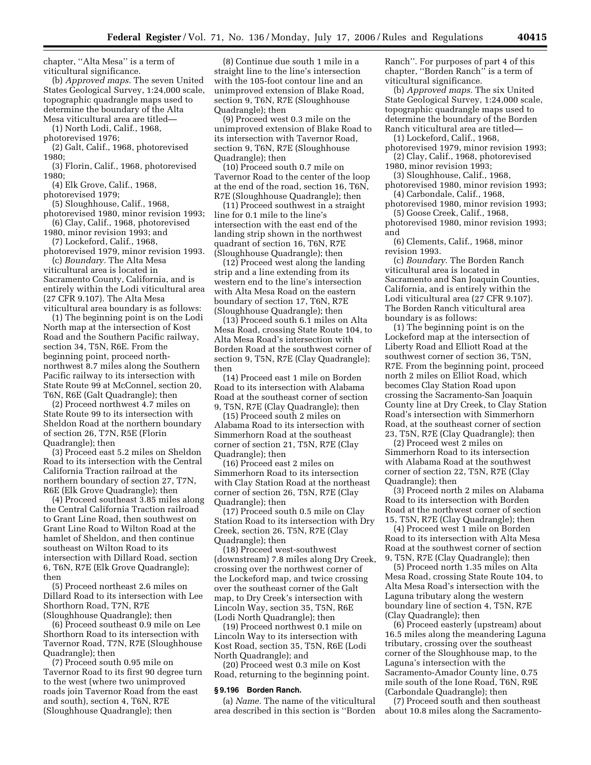chapter, ''Alta Mesa'' is a term of viticultural significance.

(b) *Approved maps.* The seven United States Geological Survey, 1:24,000 scale, topographic quadrangle maps used to determine the boundary of the Alta Mesa viticultural area are titled—

(1) North Lodi, Calif., 1968, photorevised 1976;

(2) Galt, Calif., 1968, photorevised 1980;

(3) Florin, Calif., 1968, photorevised 1980;

(4) Elk Grove, Calif., 1968, photorevised 1979;

(5) Sloughhouse, Calif., 1968, photorevised 1980, minor revision 1993;

(6) Clay, Calif., 1968, photorevised 1980, minor revision 1993; and

(7) Lockeford, Calif., 1968, photorevised 1979, minor revision 1993.

(c) *Boundary.* The Alta Mesa viticultural area is located in Sacramento County, California, and is entirely within the Lodi viticultural area (27 CFR 9.107). The Alta Mesa viticultural area boundary is as follows:

(1) The beginning point is on the Lodi North map at the intersection of Kost Road and the Southern Pacific railway, section 34, T5N, R6E. From the beginning point, proceed north-northwest 8.7 miles along the Southern Pacific railway to its intersection with State Route 99 at McConnel, section 20, T6N, R6E (Galt Quadrangle); then

(2) Proceed northwest 4.7 miles on State Route 99 to its intersection with Sheldon Road at the northern boundary of section 26, T7N, R5E (Florin Quadrangle); then

(3) Proceed east 5.2 miles on Sheldon Road to its intersection with the Central California Traction railroad at the northern boundary of section 27, T7N, R6E (Elk Grove Quadrangle); then

(4) Proceed southeast 3.85 miles along the Central California Traction railroad to Grant Line Road, then southwest on Grant Line Road to Wilton Road at the hamlet of Sheldon, and then continue southeast on Wilton Road to its intersection with Dillard Road, section 6, T6N, R7E (Elk Grove Quadrangle); then

(5) Proceed northeast 2.6 miles on Dillard Road to its intersection with Lee Shorthorn Road, T7N, R7E (Sloughhouse Quadrangle); then

(6) Proceed southeast 0.9 mile on Lee Shorthorn Road to its intersection with Tavernor Road, T7N, R7E (Sloughhouse Quadrangle); then

(7) Proceed south 0.95 mile on Tavernor Road to its first 90 degree turn to the west (where two unimproved roads join Tavernor Road from the east and south), section 4, T6N, R7E (Sloughhouse Quadrangle); then

(8) Continue due south 1 mile in a straight line to the line's intersection with the 105-foot contour line and an unimproved extension of Blake Road, section 9, T6N, R7E (Sloughhouse Quadrangle); then

(9) Proceed west 0.3 mile on the unimproved extension of Blake Road to its intersection with Tavernor Road, section 9, T6N, R7E (Sloughhouse Quadrangle); then

(10) Proceed south 0.7 mile on Tavernor Road to the center of the loop at the end of the road, section 16, T6N, R7E (Sloughhouse Quadrangle); then

(11) Proceed southwest in a straight line for 0.1 mile to the line's intersection with the east end of the landing strip shown in the northwest quadrant of section 16, T6N, R7E (Sloughhouse Quadrangle); then

(12) Proceed west along the landing strip and a line extending from its western end to the line's intersection with Alta Mesa Road on the eastern boundary of section 17, T6N, R7E (Sloughhouse Quadrangle); then

(13) Proceed south 6.1 miles on Alta Mesa Road, crossing State Route 104, to Alta Mesa Road's intersection with Borden Road at the southwest corner of section 9, T5N, R7E (Clay Quadrangle); then

(14) Proceed east 1 mile on Borden Road to its intersection with Alabama Road at the southeast corner of section 9, T5N, R7E (Clay Quadrangle); then

(15) Proceed south 2 miles on Alabama Road to its intersection with Simmerhorn Road at the southeast corner of section 21, T5N, R7E (Clay Quadrangle); then

(16) Proceed east 2 miles on Simmerhorn Road to its intersection with Clay Station Road at the northeast corner of section 26, T5N, R7E (Clay Quadrangle); then

(17) Proceed south 0.5 mile on Clay Station Road to its intersection with Dry Creek, section 26, T5N, R7E (Clay Quadrangle); then

(18) Proceed west-southwest (downstream) 7.8 miles along Dry Creek, crossing over the northwest corner of the Lockeford map, and twice crossing over the southeast corner of the Galt map, to Dry Creek's intersection with Lincoln Way, section 35, T5N, R6E (Lodi North Quadrangle); then

(19) Proceed northwest 0.1 mile on Lincoln Way to its intersection with Kost Road, section 35, T5N, R6E (Lodi North Quadrangle); and

(20) Proceed west 0.3 mile on Kost Road, returning to the beginning point.

### § 9.196 Borden Ranch.

(a) *Name.* The name of the viticultural area described in this section is ''Borden Ranch''. For purposes of part 4 of this chapter, ''Borden Ranch'' is a term of viticultural significance.

(b) *Approved maps.* The six United State Geological Survey, 1:24,000 scale, topographic quadrangle maps used to determine the boundary of the Borden Ranch viticultural area are titled—

(1) Lockeford, Calif., 1968, photorevised 1979, minor revision 1993;

(2) Clay, Calif., 1968, photorevised 1980, minor revision 1993;

(3) Sloughhouse, Calif., 1968, photorevised 1980, minor revision 1993;

(4) Carbondale, Calif., 1968, photorevised 1980, minor revision 1993;

(5) Goose Creek, Calif., 1968, photorevised 1980, minor revision 1993; and

(6) Clements, Calif., 1968, minor revision 1993.

(c) *Boundary.* The Borden Ranch viticultural area is located in Sacramento and San Joaquin Counties, California, and is entirely within the Lodi viticultural area (27 CFR 9.107). The Borden Ranch viticultural area boundary is as follows:

(1) The beginning point is on the Lockeford map at the intersection of Liberty Road and Elliott Road at the southwest corner of section 36, T5N, R7E. From the beginning point, proceed north 2 miles on Elliot Road, which becomes Clay Station Road upon crossing the Sacramento-San Joaquin County line at Dry Creek, to Clay Station Road's intersection with Simmerhorn Road, at the southeast corner of section 23, T5N, R7E (Clay Quadrangle); then

(2) Proceed west 2 miles on Simmerhorn Road to its intersection with Alabama Road at the southwest corner of section 22, T5N, R7E (Clay Quadrangle); then

(3) Proceed north 2 miles on Alabama Road to its intersection with Borden Road at the northwest corner of section 15, T5N, R7E (Clay Quadrangle); then

(4) Proceed west 1 mile on Borden Road to its intersection with Alta Mesa Road at the southwest corner of section 9, T5N, R7E (Clay Quadrangle); then

(5) Proceed north 1.35 miles on Alta Mesa Road, crossing State Route 104, to Alta Mesa Road's intersection with the Laguna tributary along the western boundary line of section 4, T5N, R7E (Clay Quadrangle); then

(6) Proceed easterly (upstream) about 16.5 miles along the meandering Laguna tributary, crossing over the southeast corner of the Sloughhouse map, to the Laguna's intersection with the Sacramento-Amador County line, 0.75 mile south of the Ione Road, T6N, R9E (Carbondale Quadrangle); then

(7) Proceed south and then southeast about 10.8 miles along the Sacramento-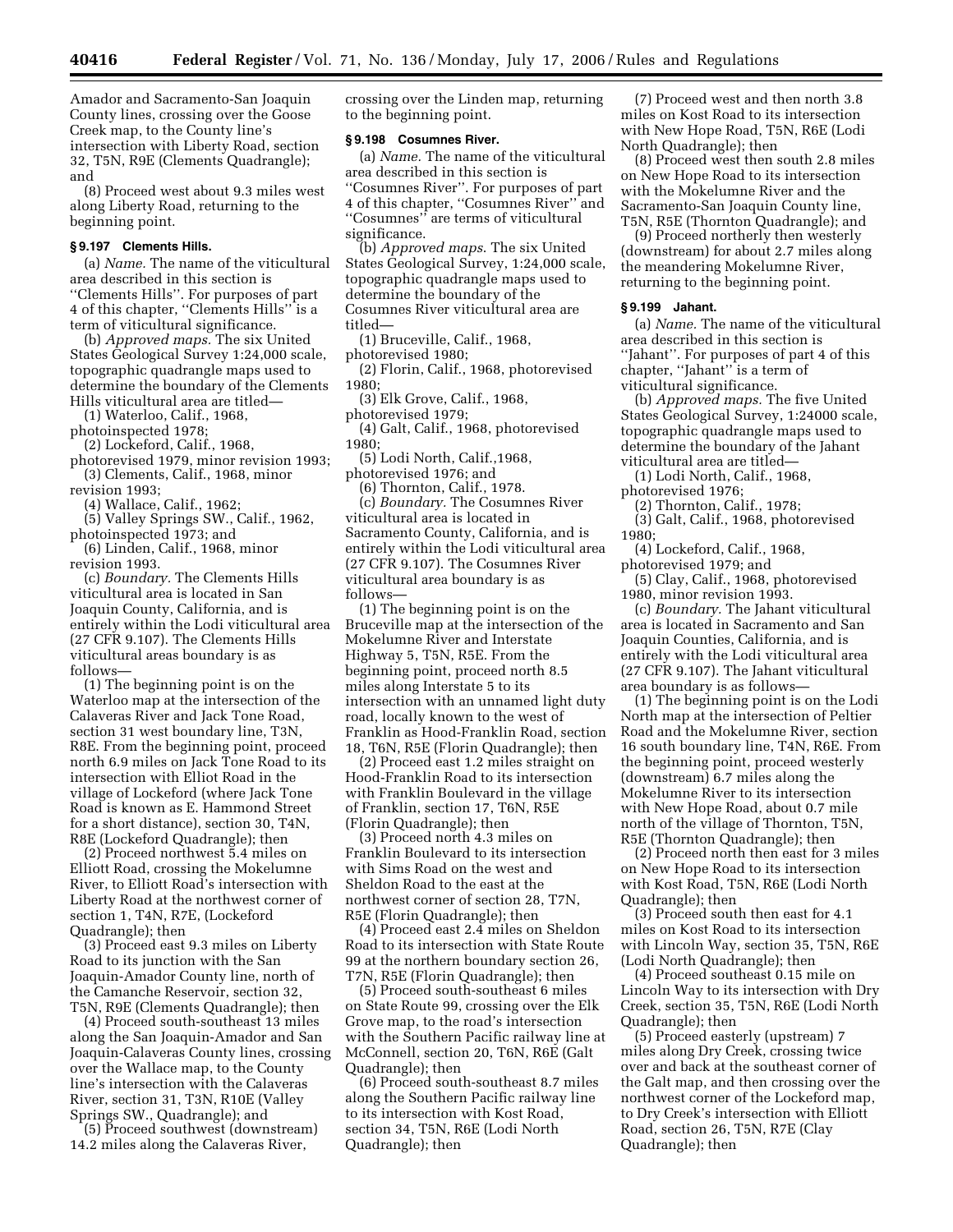Amador and Sacramento-San Joaquin County lines, crossing over the Goose Creek map, to the County line's intersection with Liberty Road, section 32, T5N, R9E (Clements Quadrangle); and

(8) Proceed west about 9.3 miles west along Liberty Road, returning to the beginning point.

### § 9.197 Clements Hills.

(a) *Name.* The name of the viticultural area described in this section is ''Clements Hills''. For purposes of part 4 of this chapter, ''Clements Hills'' is a term of viticultural significance.

(b) *Approved maps.* The six United States Geological Survey 1:24,000 scale, topographic quadrangle maps used to determine the boundary of the Clements Hills viticultural area are titled—

(1) Waterloo, Calif., 1968, photoinspected 1978;

(2) Lockeford, Calif., 1968, photorevised 1979, minor revision 1993;

(3) Clements, Calif., 1968, minor revision 1993;

(4) Wallace, Calif., 1962;

(5) Valley Springs SW., Calif., 1962, photoinspected 1973; and

(6) Linden, Calif., 1968, minor revision 1993.

(c) *Boundary.* The Clements Hills viticultural area is located in San Joaquin County, California, and is entirely within the Lodi viticultural area (27 CFR 9.107). The Clements Hills viticultural areas boundary is as follows—

(1) The beginning point is on the Waterloo map at the intersection of the Calaveras River and Jack Tone Road, section 31 west boundary line, T3N, R8E. From the beginning point, proceed north 6.9 miles on Jack Tone Road to its intersection with Elliot Road in the village of Lockeford (where Jack Tone Road is known as E. Hammond Street for a short distance), section 30, T4N, R8E (Lockeford Quadrangle); then

(2) Proceed northwest 5.4 miles on Elliott Road, crossing the Mokelumne River, to Elliott Road's intersection with Liberty Road at the northwest corner of section 1, T4N, R7E, (Lockeford Quadrangle); then

(3) Proceed east 9.3 miles on Liberty Road to its junction with the San Joaquin-Amador County line, north of the Camanche Reservoir, section 32, T5N, R9E (Clements Quadrangle); then

(4) Proceed south-southeast 13 miles along the San Joaquin-Amador and San Joaquin-Calaveras County lines, crossing over the Wallace map, to the County line's intersection with the Calaveras River, section 31, T3N, R10E (Valley Springs SW., Quadrangle); and

(5) Proceed southwest (downstream) 14.2 miles along the Calaveras River, crossing over the Linden map, returning to the beginning point.

### § 9.198 Cosumnes River.

(a) *Name.* The name of the viticultural area described in this section is ''Cosumnes River''. For purposes of part 4 of this chapter, ''Cosumnes River'' and ''Cosumnes'' are terms of viticultural significance.

(b) *Approved maps.* The six United States Geological Survey, 1:24,000 scale, topographic quadrangle maps used to determine the boundary of the Cosumnes River viticultural area are titled—

(1) Bruceville, Calif., 1968, photorevised 1980;

(2) Florin, Calif., 1968, photorevised 1980;

(3) Elk Grove, Calif., 1968, photorevised 1979;

(4) Galt, Calif., 1968, photorevised 1980;

(5) Lodi North, Calif.,1968, photorevised 1976; and

(6) Thornton, Calif., 1978.

(c) *Boundary.* The Cosumnes River viticultural area is located in Sacramento County, California, and is entirely within the Lodi viticultural area (27 CFR 9.107). The Cosumnes River viticultural area boundary is as follows—

(1) The beginning point is on the Bruceville map at the intersection of the Mokelumne River and Interstate Highway 5, T5N, R5E. From the beginning point, proceed north 8.5 miles along Interstate 5 to its intersection with an unnamed light duty road, locally known to the west of Franklin as Hood-Franklin Road, section 18, T6N, R5E (Florin Quadrangle); then

(2) Proceed east 1.2 miles straight on Hood-Franklin Road to its intersection with Franklin Boulevard in the village of Franklin, section 17, T6N, R5E (Florin Quadrangle); then

(3) Proceed north 4.3 miles on Franklin Boulevard to its intersection with Sims Road on the west and Sheldon Road to the east at the northwest corner of section 28, T7N, R5E (Florin Quadrangle); then

(4) Proceed east 2.4 miles on Sheldon Road to its intersection with State Route 99 at the northern boundary section 26, T7N, R5E (Florin Quadrangle); then

(5) Proceed south-southeast 6 miles on State Route 99, crossing over the Elk Grove map, to the road's intersection with the Southern Pacific railway line at McConnell, section 20, T6N, R6E (Galt Quadrangle); then

(6) Proceed south-southeast 8.7 miles along the Southern Pacific railway line to its intersection with Kost Road, section 34, T5N, R6E (Lodi North Quadrangle); then

(7) Proceed west and then north 3.8 miles on Kost Road to its intersection with New Hope Road, T5N, R6E (Lodi North Quadrangle); then

(8) Proceed west then south 2.8 miles on New Hope Road to its intersection with the Mokelumne River and the Sacramento-San Joaquin County line, T5N, R5E (Thornton Quadrangle); and

(9) Proceed northerly then westerly (downstream) for about 2.7 miles along the meandering Mokelumne River, returning to the beginning point.

### § 9.199 Jahant.

(a) *Name.* The name of the viticultural area described in this section is ''Jahant''. For purposes of part 4 of this chapter, ''Jahant'' is a term of viticultural significance.

(b) *Approved maps.* The five United States Geological Survey, 1:24000 scale, topographic quadrangle maps used to determine the boundary of the Jahant viticultural area are titled—

(1) Lodi North, Calif., 1968, photorevised 1976;

(2) Thornton, Calif., 1978;

(3) Galt, Calif., 1968, photorevised 1980;

(4) Lockeford, Calif., 1968, photorevised 1979; and

(5) Clay, Calif., 1968, photorevised 1980, minor revision 1993.

(c) *Boundary.* The Jahant viticultural area is located in Sacramento and San Joaquin Counties, California, and is entirely with the Lodi viticultural area (27 CFR 9.107). The Jahant viticultural area boundary is as follows—

(1) The beginning point is on the Lodi North map at the intersection of Peltier Road and the Mokelumne River, section 16 south boundary line, T4N, R6E. From the beginning point, proceed westerly (downstream) 6.7 miles along the Mokelumne River to its intersection with New Hope Road, about 0.7 mile north of the village of Thornton, T5N, R5E (Thornton Quadrangle); then

(2) Proceed north then east for 3 miles on New Hope Road to its intersection with Kost Road, T5N, R6E (Lodi North Quadrangle); then

(3) Proceed south then east for 4.1 miles on Kost Road to its intersection with Lincoln Way, section 35, T5N, R6E (Lodi North Quadrangle); then

(4) Proceed southeast 0.15 mile on Lincoln Way to its intersection with Dry Creek, section 35, T5N, R6E (Lodi North Quadrangle); then

(5) Proceed easterly (upstream) 7 miles along Dry Creek, crossing twice over and back at the southeast corner of the Galt map, and then crossing over the northwest corner of the Lockeford map, to Dry Creek's intersection with Elliott Road, section 26, T5N, R7E (Clay Quadrangle); then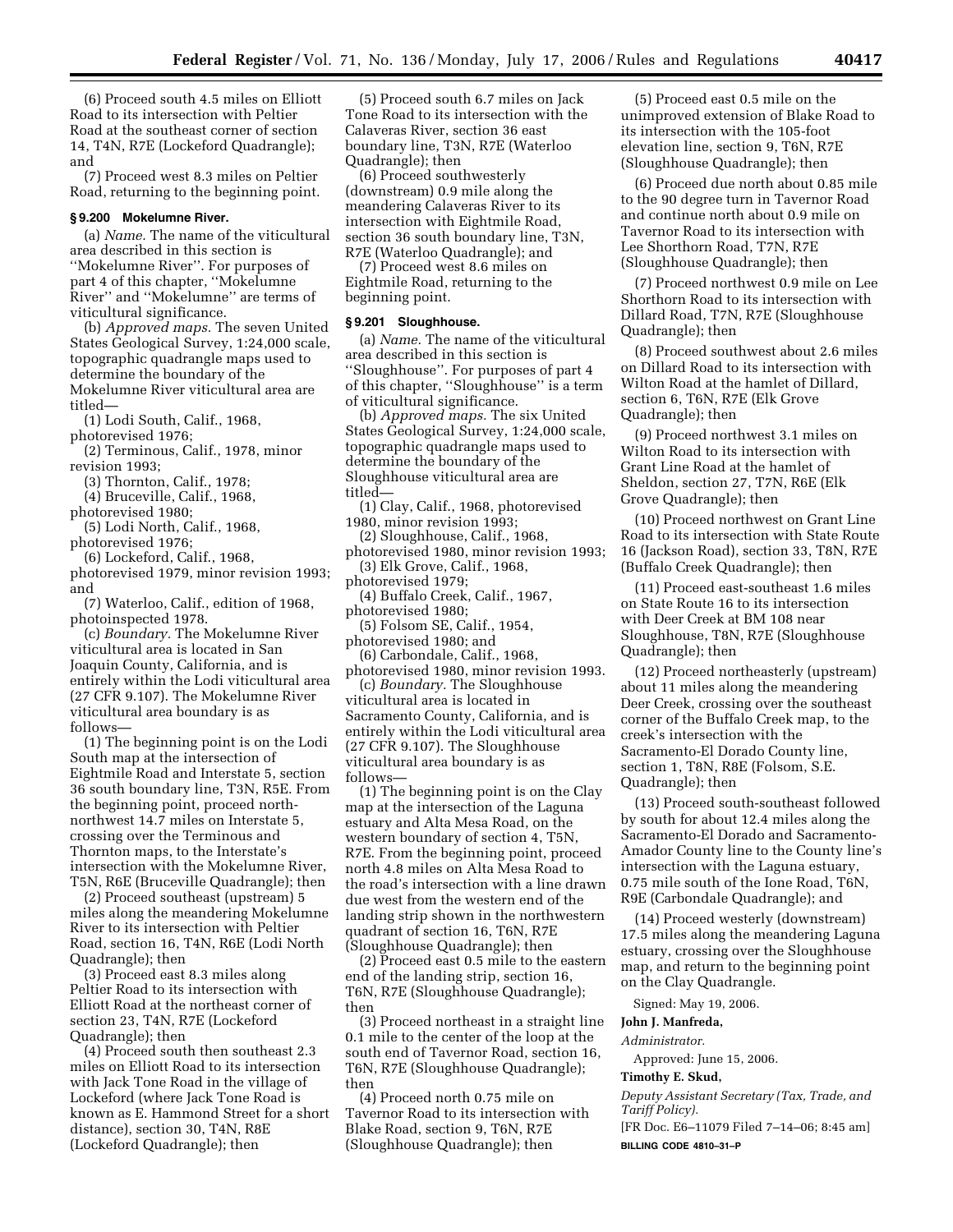(6) Proceed south 4.5 miles on Elliott Road to its intersection with Peltier Road at the southeast corner of section 14, T4N, R7E (Lockeford Quadrangle); and

(7) Proceed west 8.3 miles on Peltier Road, returning to the beginning point.

### § 9.200 Mokelumne River.

(a) *Name.* The name of the viticultural area described in this section is ''Mokelumne River''. For purposes of part 4 of this chapter, ''Mokelumne River'' and ''Mokelumne'' are terms of viticultural significance.

(b) *Approved maps.* The seven United States Geological Survey, 1:24,000 scale, topographic quadrangle maps used to determine the boundary of the Mokelumne River viticultural area are titled—

(1) Lodi South, Calif., 1968, photorevised 1976;

(2) Terminous, Calif., 1978, minor revision 1993;

(3) Thornton, Calif., 1978;

(4) Bruceville, Calif., 1968, photorevised 1980;

(5) Lodi North, Calif., 1968, photorevised 1976;

(6) Lockeford, Calif., 1968, photorevised 1979, minor revision 1993; and

(7) Waterloo, Calif., edition of 1968, photoinspected 1978.

(c) *Boundary.* The Mokelumne River viticultural area is located in San Joaquin County, California, and is entirely within the Lodi viticultural area (27 CFR 9.107). The Mokelumne River viticultural area boundary is as follows—

(1) The beginning point is on the Lodi South map at the intersection of Eightmile Road and Interstate 5, section 36 south boundary line, T3N, R5E. From the beginning point, proceed north-northwest 14.7 miles on Interstate 5, crossing over the Terminous and Thornton maps, to the Interstate's intersection with the Mokelumne River, T5N, R6E (Bruceville Quadrangle); then

(2) Proceed southeast (upstream) 5 miles along the meandering Mokelumne River to its intersection with Peltier Road, section 16, T4N, R6E (Lodi North Quadrangle); then

(3) Proceed east 8.3 miles along Peltier Road to its intersection with Elliott Road at the northeast corner of section 23, T4N, R7E (Lockeford Quadrangle); then

(4) Proceed south then southeast 2.3 miles on Elliott Road to its intersection with Jack Tone Road in the village of Lockeford (where Jack Tone Road is known as E. Hammond Street for a short distance), section 30, T4N, R8E (Lockeford Quadrangle); then

(5) Proceed south 6.7 miles on Jack Tone Road to its intersection with the Calaveras River, section 36 east boundary line, T3N, R7E (Waterloo Quadrangle); then

(6) Proceed southwesterly (downstream) 0.9 mile along the meandering Calaveras River to its intersection with Eightmile Road, section 36 south boundary line, T3N, R7E (Waterloo Quadrangle); and

(7) Proceed west 8.6 miles on Eightmile Road, returning to the beginning point.

### § 9.201 Sloughhouse.

(a) *Name.* The name of the viticultural area described in this section is ''Sloughhouse''. For purposes of part 4 of this chapter, ''Sloughhouse'' is a term of viticultural significance.

(b) *Approved maps.* The six United States Geological Survey, 1:24,000 scale, topographic quadrangle maps used to determine the boundary of the Sloughhouse viticultural area are titled—

(1) Clay, Calif., 1968, photorevised 1980, minor revision 1993;

(2) Sloughhouse, Calif., 1968, photorevised 1980, minor revision 1993;

(3) Elk Grove, Calif., 1968, photorevised 1979;

(4) Buffalo Creek, Calif., 1967, photorevised 1980;

(5) Folsom SE, Calif., 1954, photorevised 1980; and

(6) Carbondale, Calif., 1968, photorevised 1980, minor revision 1993.

(c) *Boundary.* The Sloughhouse viticultural area is located in Sacramento County, California, and is entirely within the Lodi viticultural area (27 CFR 9.107). The Sloughhouse viticultural area boundary is as follows—

(1) The beginning point is on the Clay map at the intersection of the Laguna estuary and Alta Mesa Road, on the western boundary of section 4, T5N, R7E. From the beginning point, proceed north 4.8 miles on Alta Mesa Road to the road's intersection with a line drawn due west from the western end of the landing strip shown in the northwestern quadrant of section 16, T6N, R7E (Sloughhouse Quadrangle); then

(2) Proceed east 0.5 mile to the eastern end of the landing strip, section 16, T6N, R7E (Sloughhouse Quadrangle); then

(3) Proceed northeast in a straight line 0.1 mile to the center of the loop at the south end of Tavernor Road, section 16, T6N, R7E (Sloughhouse Quadrangle); then

(4) Proceed north 0.75 mile on Tavernor Road to its intersection with Blake Road, section 9, T6N, R7E (Sloughhouse Quadrangle); then

(5) Proceed east 0.5 mile on the unimproved extension of Blake Road to its intersection with the 105-foot elevation line, section 9, T6N, R7E (Sloughhouse Quadrangle); then

(6) Proceed due north about 0.85 mile to the 90 degree turn in Tavernor Road and continue north about 0.9 mile on Tavernor Road to its intersection with Lee Shorthorn Road, T7N, R7E (Sloughhouse Quadrangle); then

(7) Proceed northwest 0.9 mile on Lee Shorthorn Road to its intersection with Dillard Road, T7N, R7E (Sloughhouse Quadrangle); then

(8) Proceed southwest about 2.6 miles on Dillard Road to its intersection with Wilton Road at the hamlet of Dillard, section 6, T6N, R7E (Elk Grove Quadrangle); then

(9) Proceed northwest 3.1 miles on Wilton Road to its intersection with Grant Line Road at the hamlet of Sheldon, section 27, T7N, R6E (Elk Grove Quadrangle); then

(10) Proceed northwest on Grant Line Road to its intersection with State Route 16 (Jackson Road), section 33, T8N, R7E (Buffalo Creek Quadrangle); then

(11) Proceed east-southeast 1.6 miles on State Route 16 to its intersection with Deer Creek at BM 108 near Sloughhouse, T8N, R7E (Sloughhouse Quadrangle); then

(12) Proceed northeasterly (upstream) about 11 miles along the meandering Deer Creek, crossing over the southeast corner of the Buffalo Creek map, to the creek's intersection with the Sacramento-El Dorado County line, section 1, T8N, R8E (Folsom, S.E. Quadrangle); then

(13) Proceed south-southeast followed by south for about 12.4 miles along the Sacramento-El Dorado and Sacramento-Amador County line to the County line's intersection with the Laguna estuary, 0.75 mile south of the Ione Road, T6N, R9E (Carbondale Quadrangle); and

(14) Proceed westerly (downstream) 17.5 miles along the meandering Laguna estuary, crossing over the Sloughhouse map, and return to the beginning point on the Clay Quadrangle.

Signed: May 19, 2006.

**John J. Manfreda,**

*Administrator.*

Approved: June 15, 2006.

**Timothy E. Skud,**

*Deputy Assistant Secretary (Tax, Trade, and Tariff Policy).*

[FR Doc. E6–11079 Filed 7–14–06; 8:45 am]

**BILLING CODE 4810–31–P**